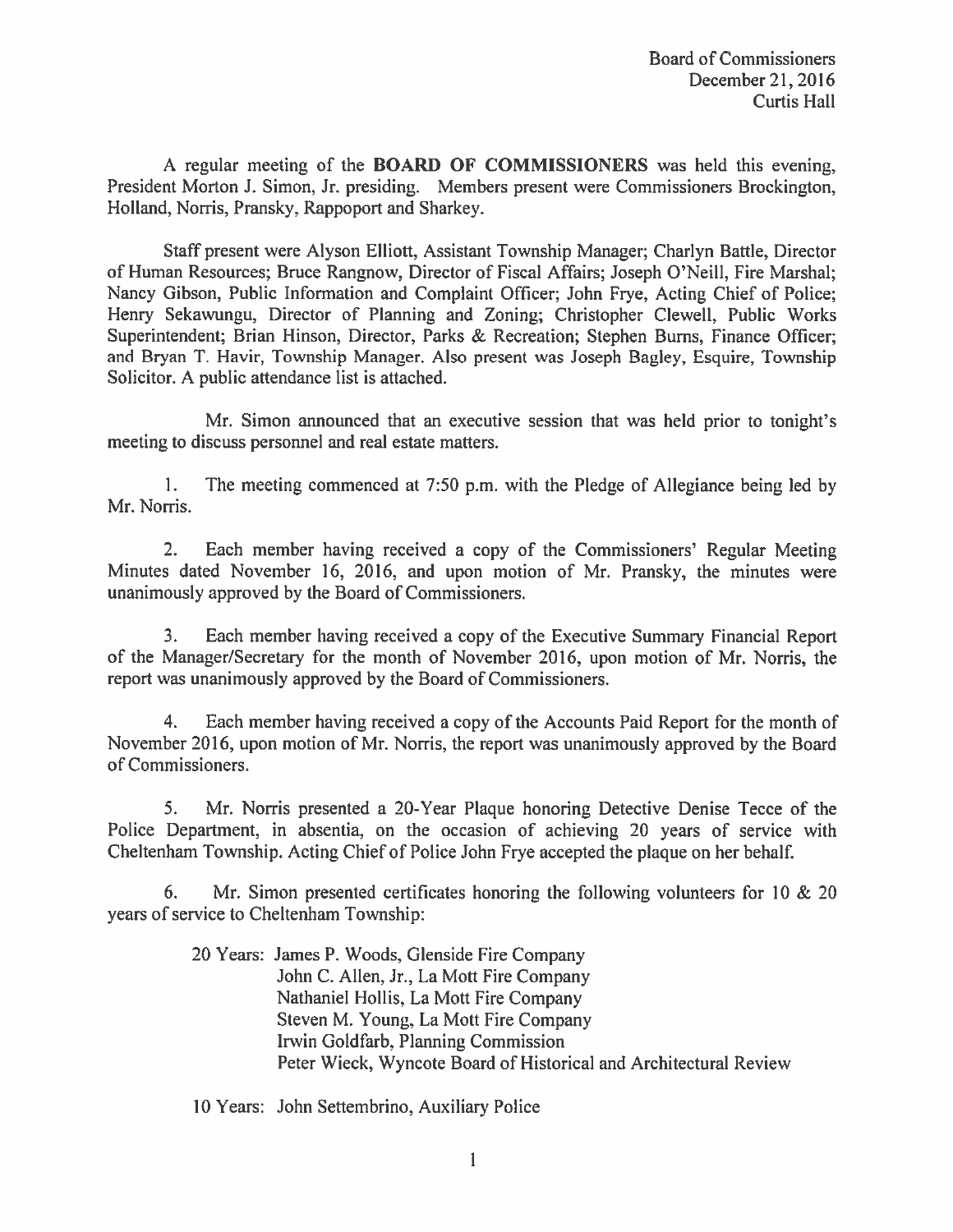Board of Commissioners
December 21, 2016
Curtis Hall

A regular meeting of the **BOARD OF COMMISSIONERS** was held this evening, President Morton J. Simon, Jr. presiding. Members present were Commissioners Brockington, Holland, Norris, Pransky, Rappoport and Sharkey.

Staff present were Alyson Elliott, Assistant Township Manager; Charlyn Battle, Director of Human Resources; Bruce Rangnow, Director of Fiscal Affairs; Joseph O'Neill, Fire Marshal; Nancy Gibson, Public Information and Complaint Officer; John Frye, Acting Chief of Police; Henry Sekawungu, Director of Planning and Zoning; Christopher Clewell, Public Works Superintendent; Brian Hinson, Director, Parks & Recreation; Stephen Burns, Finance Officer; and Bryan T. Havir, Township Manager. Also present was Joseph Bagley, Esquire, Township Solicitor. A public attendance list is attached.

Mr. Simon announced that an executive session that was held prior to tonight's meeting to discuss personnel and real estate matters.

1. The meeting commenced at 7:50 p.m. with the Pledge of Allegiance being led by Mr. Norris.

2. Each member having received a copy of the Commissioners' Regular Meeting Minutes dated November 16, 2016, and upon motion of Mr. Pransky, the minutes were unanimously approved by the Board of Commissioners.

3. Each member having received a copy of the Executive Summary Financial Report of the Manager/Secretary for the month of November 2016, upon motion of Mr. Norris, the report was unanimously approved by the Board of Commissioners.

4. Each member having received a copy of the Accounts Paid Report for the month of November 2016, upon motion of Mr. Norris, the report was unanimously approved by the Board of Commissioners.

5. Mr. Norris presented a 20-Year Plaque honoring Detective Denise Tecce of the Police Department, in absentia, on the occasion of achieving 20 years of service with Cheltenham Township. Acting Chief of Police John Frye accepted the plaque on her behalf.

6. Mr. Simon presented certificates honoring the following volunteers for 10 & 20 years of service to Cheltenham Township:

20 Years: James P. Woods, Glenside Fire Company
John C. Allen, Jr., La Mott Fire Company
Nathaniel Hollis, La Mott Fire Company
Steven M. Young, La Mott Fire Company
Irwin Goldfarb, Planning Commission
Peter Wieck, Wyncote Board of Historical and Architectural Review

10 Years: John Settembrino, Auxiliary Police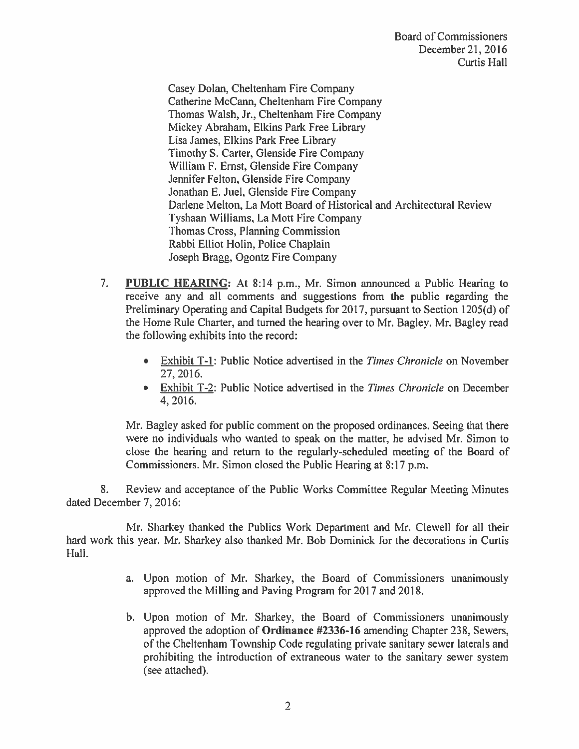Casey Dolan, Cheltenham Fire Company
Catherine McCann, Cheltenham Fire Company
Thomas Walsh, Jr., Cheltenham Fire Company
Mickey Abraham, Elkins Park Free Library
Lisa James, Elkins Park Free Library
Timothy S. Carter, Glenside Fire Company
William F. Ernst, Glenside Fire Company
Jennifer Felton, Glenside Fire Company
Jonathan E. Juel, Glenside Fire Company
Darlene Melton, La Mott Board of Historical and Architectural Review
Tyshaan Williams, La Mott Fire Company
Thomas Cross, Planning Commission
Rabbi Elliot Holin, Police Chaplain
Joseph Bragg, Ogontz Fire Company

7. **PUBLIC HEARING:** At 8:14 p.m., Mr. Simon announced a Public Hearing to receive any and all comments and suggestions from the public regarding the Preliminary Operating and Capital Budgets for 2017, pursuant to Section 1205(d) of the Home Rule Charter, and turned the hearing over to Mr. Bagley. Mr. Bagley read the following exhibits into the record:

   - Exhibit T-1: Public Notice advertised in the *Times Chronicle* on November 27, 2016.
   - Exhibit T-2: Public Notice advertised in the *Times Chronicle* on December 4, 2016.

   Mr. Bagley asked for public comment on the proposed ordinances. Seeing that there were no individuals who wanted to speak on the matter, he advised Mr. Simon to close the hearing and return to the regularly-scheduled meeting of the Board of Commissioners. Mr. Simon closed the Public Hearing at 8:17 p.m.

8. Review and acceptance of the Public Works Committee Regular Meeting Minutes dated December 7, 2016:

   Mr. Sharkey thanked the Publics Work Department and Mr. Clewell for all their hard work this year. Mr. Sharkey also thanked Mr. Bob Dominick for the decorations in Curtis Hall.

   a. Upon motion of Mr. Sharkey, the Board of Commissioners unanimously approved the Milling and Paving Program for 2017 and 2018.

   b. Upon motion of Mr. Sharkey, the Board of Commissioners unanimously approved the adoption of **Ordinance #2336-16** amending Chapter 238, Sewers, of the Cheltenham Township Code regulating private sanitary sewer laterals and prohibiting the introduction of extraneous water to the sanitary sewer system (see attached).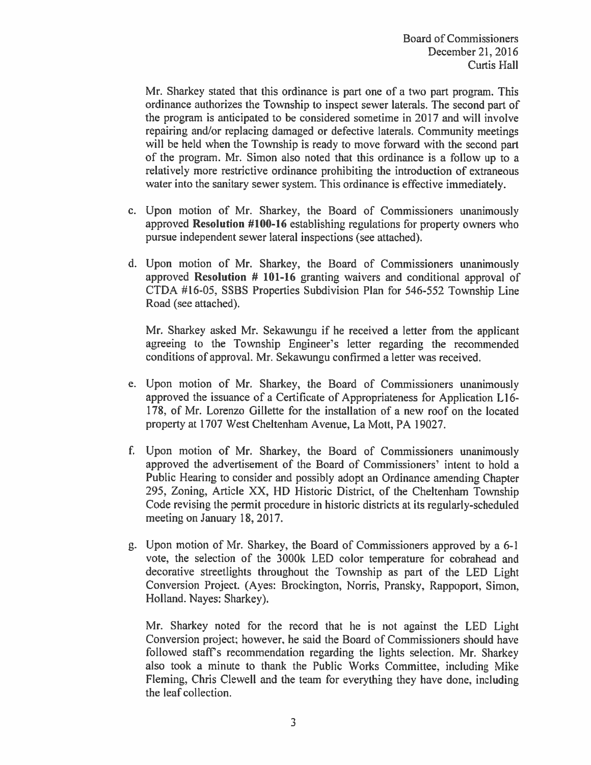Mr. Sharkey stated that this ordinance is part one of a two part program. This ordinance authorizes the Township to inspect sewer laterals. The second part of the program is anticipated to be considered sometime in 2017 and will involve repairing and/or replacing damaged or defective laterals. Community meetings will be held when the Township is ready to move forward with the second part of the program. Mr. Simon also noted that this ordinance is a follow up to a relatively more restrictive ordinance prohibiting the introduction of extraneous water into the sanitary sewer system. This ordinance is effective immediately.

c. Upon motion of Mr. Sharkey, the Board of Commissioners unanimously approved **Resolution #100-16** establishing regulations for property owners who pursue independent sewer lateral inspections (see attached).

d. Upon motion of Mr. Sharkey, the Board of Commissioners unanimously approved **Resolution # 101-16** granting waivers and conditional approval of CTDA #16-05, SSBS Properties Subdivision Plan for 546-552 Township Line Road (see attached).

   Mr. Sharkey asked Mr. Sekawungu if he received a letter from the applicant agreeing to the Township Engineer's letter regarding the recommended conditions of approval. Mr. Sekawungu confirmed a letter was received.

e. Upon motion of Mr. Sharkey, the Board of Commissioners unanimously approved the issuance of a Certificate of Appropriateness for Application L16-178, of Mr. Lorenzo Gillette for the installation of a new roof on the located property at 1707 West Cheltenham Avenue, La Mott, PA 19027.

f. Upon motion of Mr. Sharkey, the Board of Commissioners unanimously approved the advertisement of the Board of Commissioners' intent to hold a Public Hearing to consider and possibly adopt an Ordinance amending Chapter 295, Zoning, Article XX, HD Historic District, of the Cheltenham Township Code revising the permit procedure in historic districts at its regularly-scheduled meeting on January 18, 2017.

g. Upon motion of Mr. Sharkey, the Board of Commissioners approved by a 6-1 vote, the selection of the 3000k LED color temperature for cobrahead and decorative streetlights throughout the Township as part of the LED Light Conversion Project. (Ayes: Brockington, Norris, Pransky, Rappoport, Simon, Holland. Nayes: Sharkey).

   Mr. Sharkey noted for the record that he is not against the LED Light Conversion project; however, he said the Board of Commissioners should have followed staff's recommendation regarding the lights selection. Mr. Sharkey also took a minute to thank the Public Works Committee, including Mike Fleming, Chris Clewell and the team for everything they have done, including the leaf collection.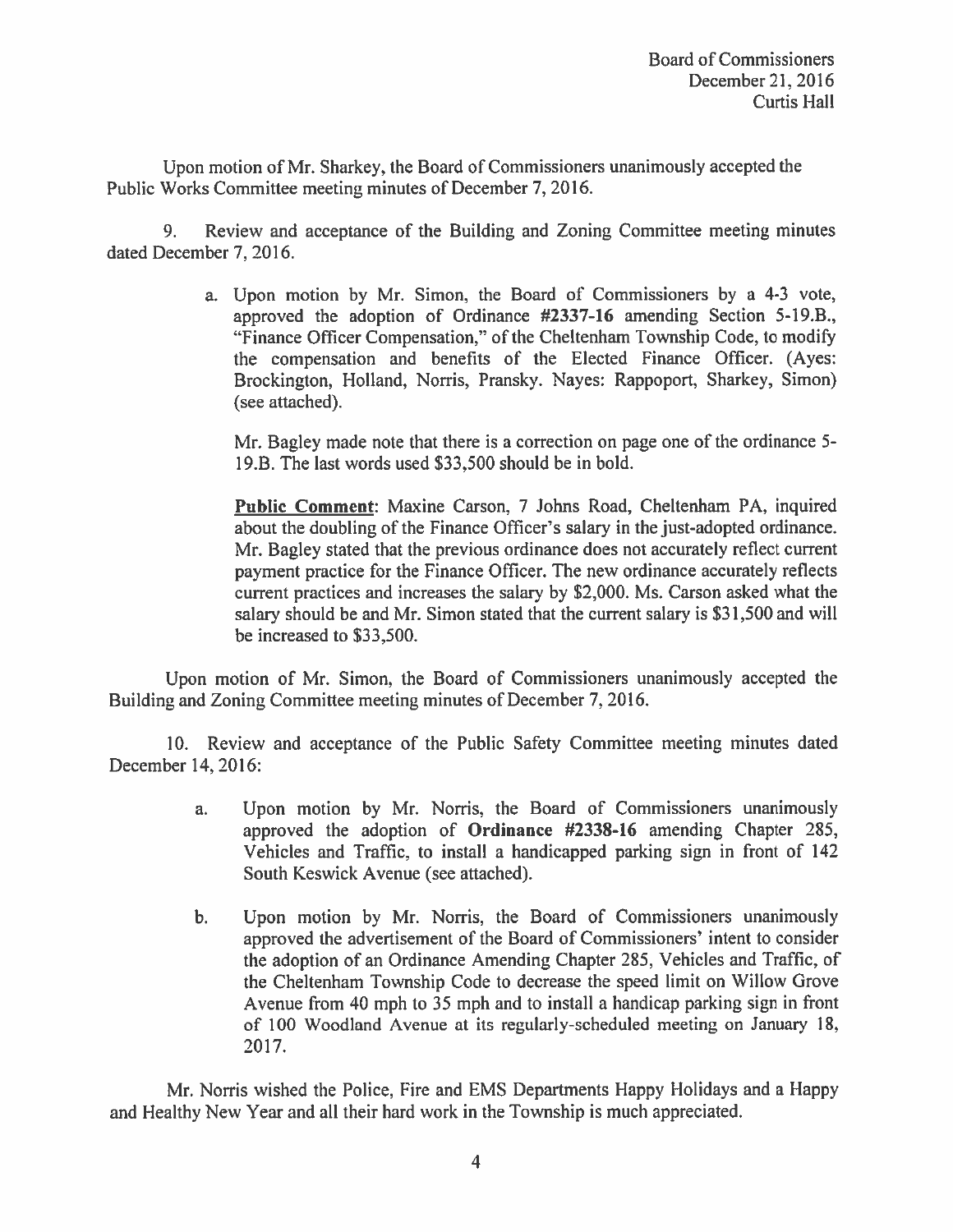Upon motion of Mr. Sharkey, the Board of Commissioners unanimously accepted the Public Works Committee meeting minutes of December 7, 2016.

9. Review and acceptance of the Building and Zoning Committee meeting minutes dated December 7, 2016.

   a. Upon motion by Mr. Simon, the Board of Commissioners by a 4-3 vote, approved the adoption of Ordinance **#2337-16** amending Section 5-19.B., "Finance Officer Compensation," of the Cheltenham Township Code, to modify the compensation and benefits of the Elected Finance Officer. (Ayes: Brockington, Holland, Norris, Pransky. Nayes: Rappoport, Sharkey, Simon) (see attached).

   Mr. Bagley made note that there is a correction on page one of the ordinance 5-19.B. The last words used $33,500 should be in bold.

   **Public Comment**: Maxine Carson, 7 Johns Road, Cheltenham PA, inquired about the doubling of the Finance Officer's salary in the just-adopted ordinance. Mr. Bagley stated that the previous ordinance does not accurately reflect current payment practice for the Finance Officer. The new ordinance accurately reflects current practices and increases the salary by $2,000. Ms. Carson asked what the salary should be and Mr. Simon stated that the current salary is $31,500 and will be increased to $33,500.

Upon motion of Mr. Simon, the Board of Commissioners unanimously accepted the Building and Zoning Committee meeting minutes of December 7, 2016.

10. Review and acceptance of the Public Safety Committee meeting minutes dated December 14, 2016:

   a. Upon motion by Mr. Norris, the Board of Commissioners unanimously approved the adoption of **Ordinance #2338-16** amending Chapter 285, Vehicles and Traffic, to install a handicapped parking sign in front of 142 South Keswick Avenue (see attached).

   b. Upon motion by Mr. Norris, the Board of Commissioners unanimously approved the advertisement of the Board of Commissioners' intent to consider the adoption of an Ordinance Amending Chapter 285, Vehicles and Traffic, of the Cheltenham Township Code to decrease the speed limit on Willow Grove Avenue from 40 mph to 35 mph and to install a handicap parking sign in front of 100 Woodland Avenue at its regularly-scheduled meeting on January 18, 2017.

Mr. Norris wished the Police, Fire and EMS Departments Happy Holidays and a Happy and Healthy New Year and all their hard work in the Township is much appreciated.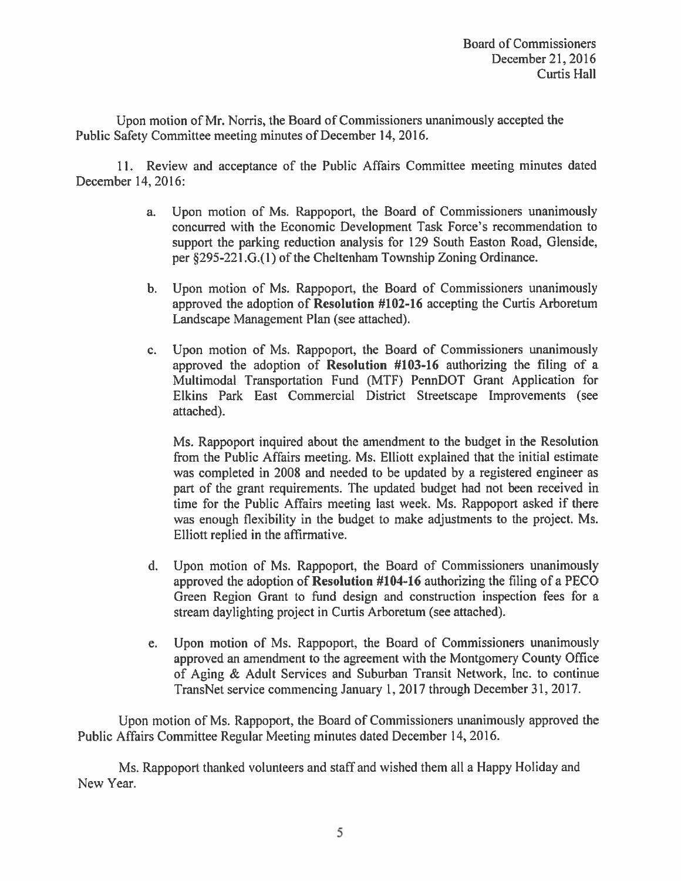Upon motion of Mr. Norris, the Board of Commissioners unanimously accepted the Public Safety Committee meeting minutes of December 14, 2016.

11. Review and acceptance of the Public Affairs Committee meeting minutes dated December 14, 2016:

a. Upon motion of Ms. Rappoport, the Board of Commissioners unanimously concurred with the Economic Development Task Force's recommendation to support the parking reduction analysis for 129 South Easton Road, Glenside, per §295-221.G.(1) of the Cheltenham Township Zoning Ordinance.

b. Upon motion of Ms. Rappoport, the Board of Commissioners unanimously approved the adoption of **Resolution #102-16** accepting the Curtis Arboretum Landscape Management Plan (see attached).

c. Upon motion of Ms. Rappoport, the Board of Commissioners unanimously approved the adoption of **Resolution #103-16** authorizing the filing of a Multimodal Transportation Fund (MTF) PennDOT Grant Application for Elkins Park East Commercial District Streetscape Improvements (see attached).

   Ms. Rappoport inquired about the amendment to the budget in the Resolution from the Public Affairs meeting. Ms. Elliott explained that the initial estimate was completed in 2008 and needed to be updated by a registered engineer as part of the grant requirements. The updated budget had not been received in time for the Public Affairs meeting last week. Ms. Rappoport asked if there was enough flexibility in the budget to make adjustments to the project. Ms. Elliott replied in the affirmative.

d. Upon motion of Ms. Rappoport, the Board of Commissioners unanimously approved the adoption of **Resolution #104-16** authorizing the filing of a PECO Green Region Grant to fund design and construction inspection fees for a stream daylighting project in Curtis Arboretum (see attached).

e. Upon motion of Ms. Rappoport, the Board of Commissioners unanimously approved an amendment to the agreement with the Montgomery County Office of Aging & Adult Services and Suburban Transit Network, Inc. to continue TransNet service commencing January 1, 2017 through December 31, 2017.

Upon motion of Ms. Rappoport, the Board of Commissioners unanimously approved the Public Affairs Committee Regular Meeting minutes dated December 14, 2016.

Ms. Rappoport thanked volunteers and staff and wished them all a Happy Holiday and New Year.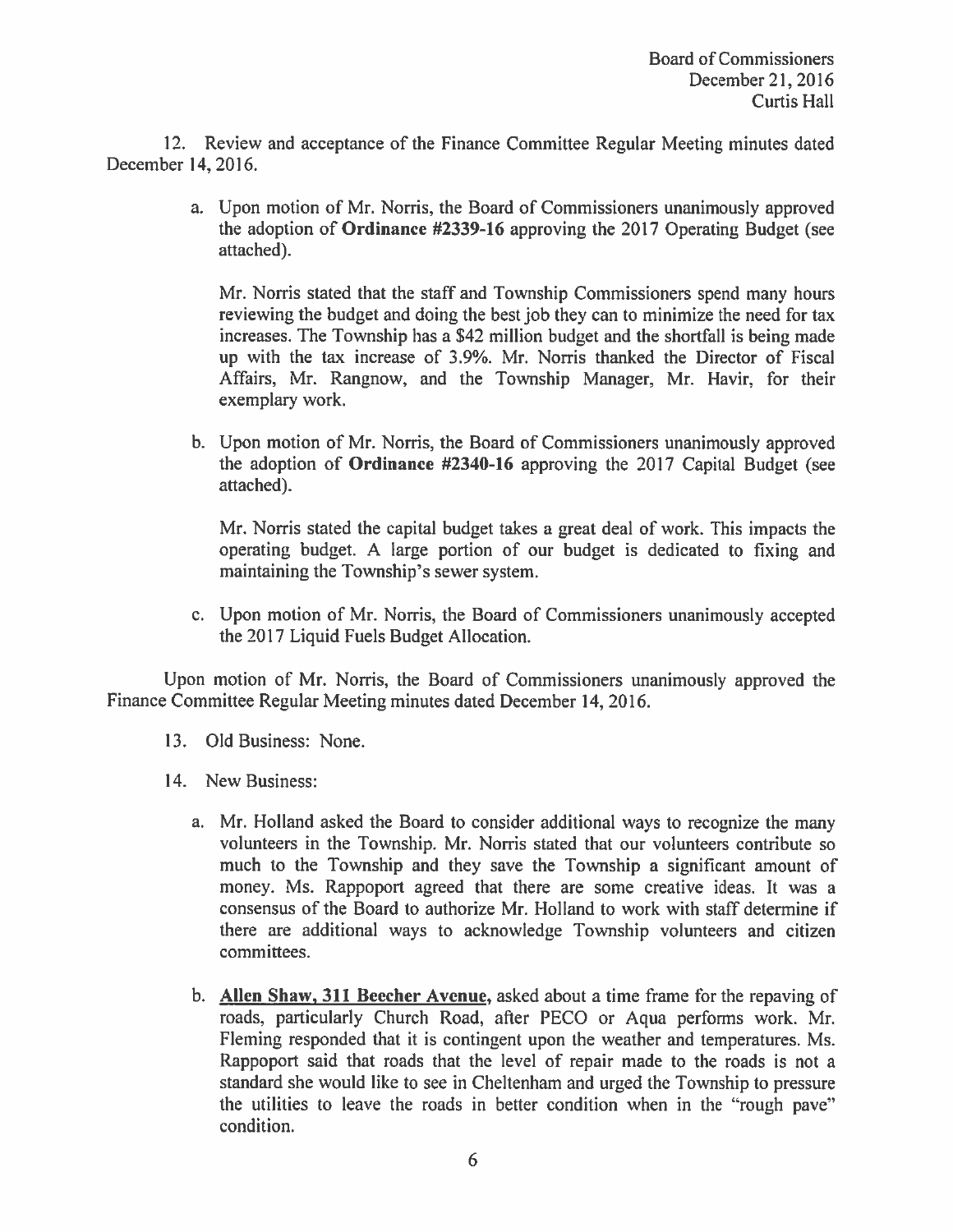12. Review and acceptance of the Finance Committee Regular Meeting minutes dated December 14, 2016.

a. Upon motion of Mr. Norris, the Board of Commissioners unanimously approved the adoption of **Ordinance #2339-16** approving the 2017 Operating Budget (see attached).

   Mr. Norris stated that the staff and Township Commissioners spend many hours reviewing the budget and doing the best job they can to minimize the need for tax increases. The Township has a $42 million budget and the shortfall is being made up with the tax increase of 3.9%. Mr. Norris thanked the Director of Fiscal Affairs, Mr. Rangnow, and the Township Manager, Mr. Havir, for their exemplary work.

b. Upon motion of Mr. Norris, the Board of Commissioners unanimously approved the adoption of **Ordinance #2340-16** approving the 2017 Capital Budget (see attached).

   Mr. Norris stated the capital budget takes a great deal of work. This impacts the operating budget. A large portion of our budget is dedicated to fixing and maintaining the Township's sewer system.

c. Upon motion of Mr. Norris, the Board of Commissioners unanimously accepted the 2017 Liquid Fuels Budget Allocation.

Upon motion of Mr. Norris, the Board of Commissioners unanimously approved the Finance Committee Regular Meeting minutes dated December 14, 2016.

13. Old Business: None.

14. New Business:

a. Mr. Holland asked the Board to consider additional ways to recognize the many volunteers in the Township. Mr. Norris stated that our volunteers contribute so much to the Township and they save the Township a significant amount of money. Ms. Rappoport agreed that there are some creative ideas. It was a consensus of the Board to authorize Mr. Holland to work with staff determine if there are additional ways to acknowledge Township volunteers and citizen committees.

b. **Allen Shaw, 311 Beecher Avenue,** asked about a time frame for the repaving of roads, particularly Church Road, after PECO or Aqua performs work. Mr. Fleming responded that it is contingent upon the weather and temperatures. Ms. Rappoport said that roads that the level of repair made to the roads is not a standard she would like to see in Cheltenham and urged the Township to pressure the utilities to leave the roads in better condition when in the "rough pave" condition.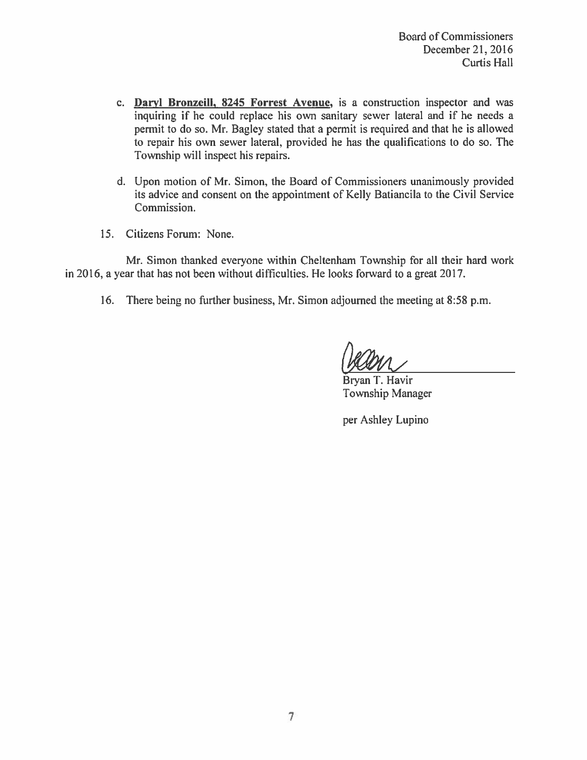c. **Daryl Bronzeill, 8245 Forrest Avenue,** is a construction inspector and was inquiring if he could replace his own sanitary sewer lateral and if he needs a permit to do so. Mr. Bagley stated that a permit is required and that he is allowed to repair his own sewer lateral, provided he has the qualifications to do so. The Township will inspect his repairs.

d. Upon motion of Mr. Simon, the Board of Commissioners unanimously provided its advice and consent on the appointment of Kelly Batiancila to the Civil Service Commission.

15. Citizens Forum: None.

Mr. Simon thanked everyone within Cheltenham Township for all their hard work in 2016, a year that has not been without difficulties. He looks forward to a great 2017.

16. There being no further business, Mr. Simon adjourned the meeting at 8:58 p.m.

Bryan T. Havir
Township Manager

per Ashley Lupino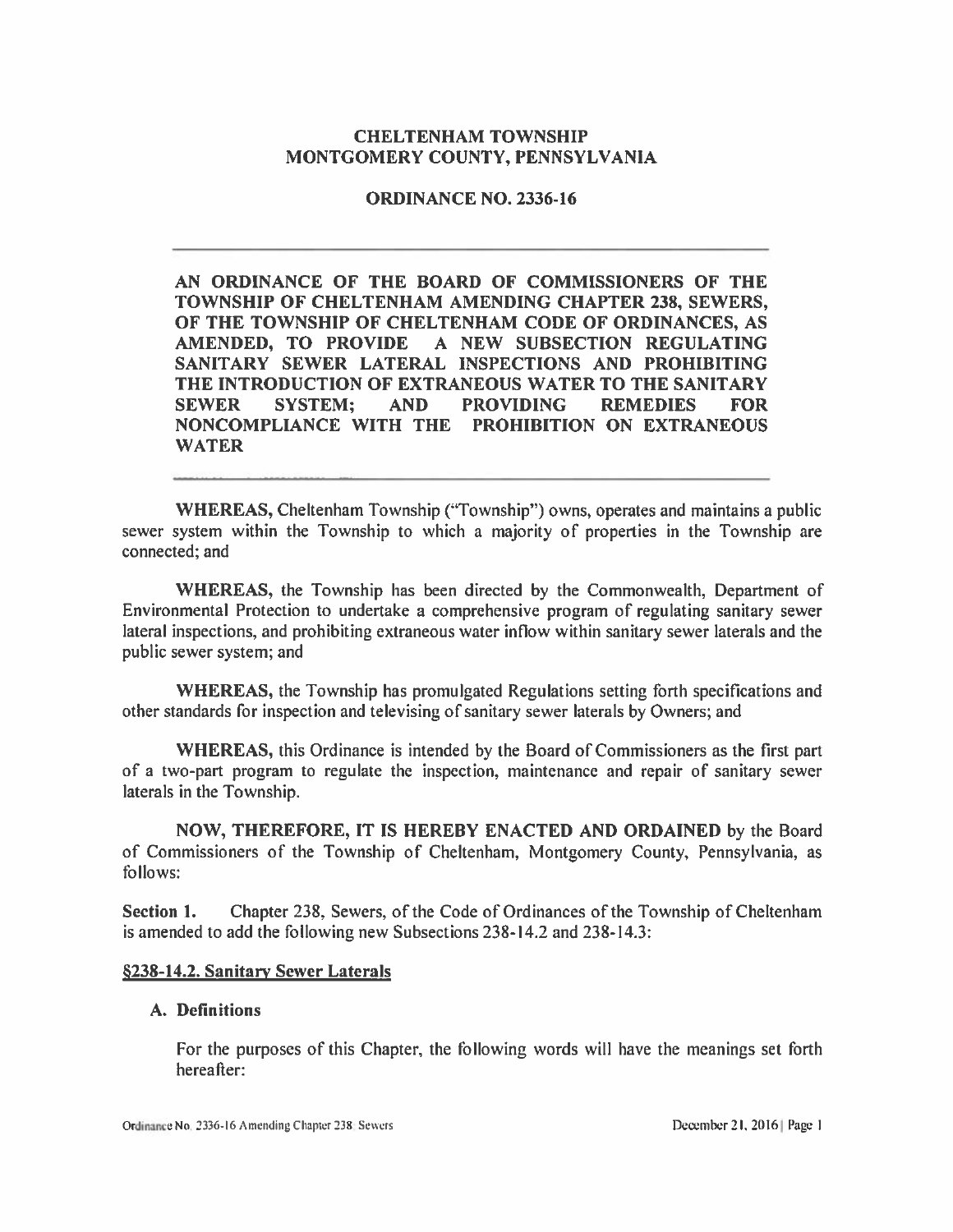**CHELTENHAM TOWNSHIP**
**MONTGOMERY COUNTY, PENNSYLVANIA**

**ORDINANCE NO. 2336-16**

---

**AN ORDINANCE OF THE BOARD OF COMMISSIONERS OF THE TOWNSHIP OF CHELTENHAM AMENDING CHAPTER 238, SEWERS, OF THE TOWNSHIP OF CHELTENHAM CODE OF ORDINANCES, AS AMENDED, TO PROVIDE A NEW SUBSECTION REGULATING SANITARY SEWER LATERAL INSPECTIONS AND PROHIBITING THE INTRODUCTION OF EXTRANEOUS WATER TO THE SANITARY SEWER SYSTEM; AND PROVIDING REMEDIES FOR NONCOMPLIANCE WITH THE PROHIBITION ON EXTRANEOUS WATER**

---

**WHEREAS,** Cheltenham Township ("Township") owns, operates and maintains a public sewer system within the Township to which a majority of properties in the Township are connected; and

**WHEREAS,** the Township has been directed by the Commonwealth, Department of Environmental Protection to undertake a comprehensive program of regulating sanitary sewer lateral inspections, and prohibiting extraneous water inflow within sanitary sewer laterals and the public sewer system; and

**WHEREAS,** the Township has promulgated Regulations setting forth specifications and other standards for inspection and televising of sanitary sewer laterals by Owners; and

**WHEREAS,** this Ordinance is intended by the Board of Commissioners as the first part of a two-part program to regulate the inspection, maintenance and repair of sanitary sewer laterals in the Township.

**NOW, THEREFORE, IT IS HEREBY ENACTED AND ORDAINED** by the Board of Commissioners of the Township of Cheltenham, Montgomery County, Pennsylvania, as follows:

**Section 1.** Chapter 238, Sewers, of the Code of Ordinances of the Township of Cheltenham is amended to add the following new Subsections 238-14.2 and 238-14.3:

**§238-14.2. Sanitary Sewer Laterals**

**A. Definitions**

For the purposes of this Chapter, the following words will have the meanings set forth hereafter: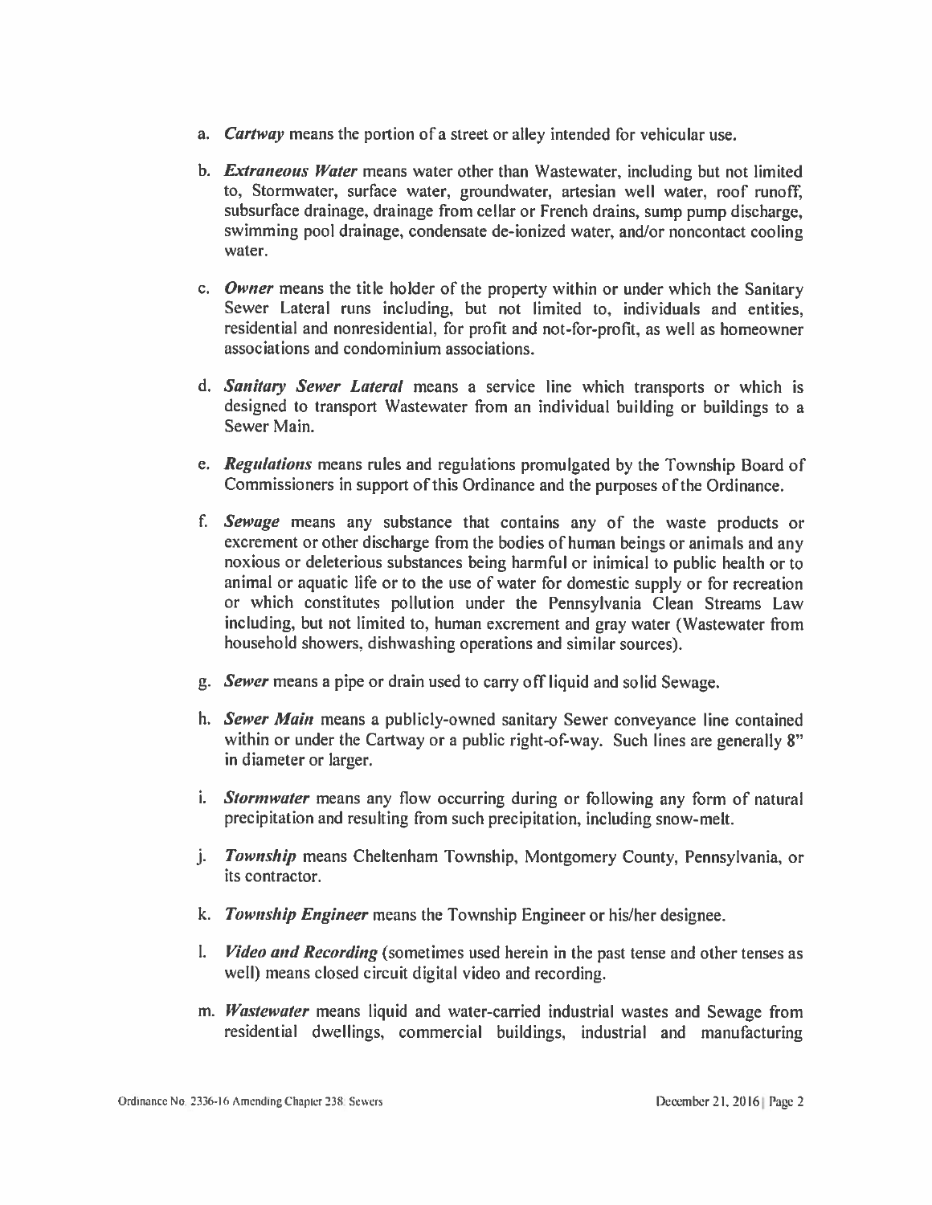a. ***Cartway*** means the portion of a street or alley intended for vehicular use.

b. ***Extraneous Water*** means water other than Wastewater, including but not limited to, Stormwater, surface water, groundwater, artesian well water, roof runoff, subsurface drainage, drainage from cellar or French drains, sump pump discharge, swimming pool drainage, condensate de-ionized water, and/or noncontact cooling water.

c. ***Owner*** means the title holder of the property within or under which the Sanitary Sewer Lateral runs including, but not limited to, individuals and entities, residential and nonresidential, for profit and not-for-profit, as well as homeowner associations and condominium associations.

d. ***Sanitary Sewer Lateral*** means a service line which transports or which is designed to transport Wastewater from an individual building or buildings to a Sewer Main.

e. ***Regulations*** means rules and regulations promulgated by the Township Board of Commissioners in support of this Ordinance and the purposes of the Ordinance.

f. ***Sewage*** means any substance that contains any of the waste products or excrement or other discharge from the bodies of human beings or animals and any noxious or deleterious substances being harmful or inimical to public health or to animal or aquatic life or to the use of water for domestic supply or for recreation or which constitutes pollution under the Pennsylvania Clean Streams Law including, but not limited to, human excrement and gray water (Wastewater from household showers, dishwashing operations and similar sources).

g. ***Sewer*** means a pipe or drain used to carry off liquid and solid Sewage.

h. ***Sewer Main*** means a publicly-owned sanitary Sewer conveyance line contained within or under the Cartway or a public right-of-way. Such lines are generally 8" in diameter or larger.

i. ***Stormwater*** means any flow occurring during or following any form of natural precipitation and resulting from such precipitation, including snow-melt.

j. ***Township*** means Cheltenham Township, Montgomery County, Pennsylvania, or its contractor.

k. ***Township Engineer*** means the Township Engineer or his/her designee.

l. ***Video and Recording*** (sometimes used herein in the past tense and other tenses as well) means closed circuit digital video and recording.

m. ***Wastewater*** means liquid and water-carried industrial wastes and Sewage from residential dwellings, commercial buildings, industrial and manufacturing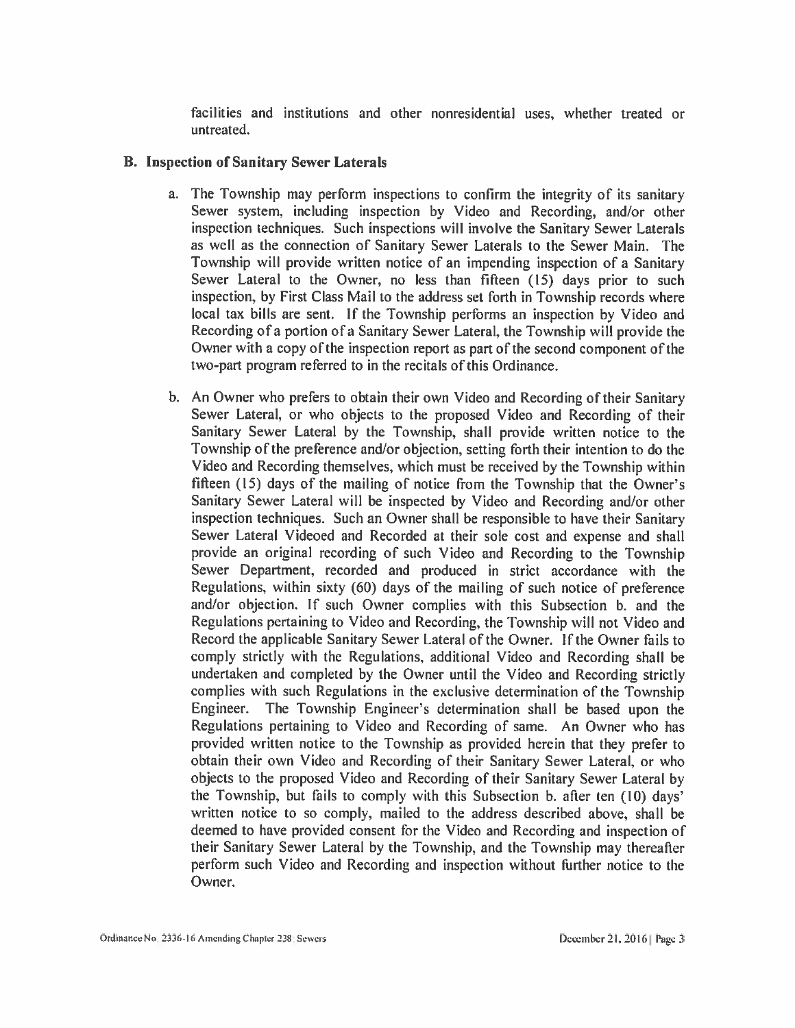facilities and institutions and other nonresidential uses, whether treated or untreated.

**B. Inspection of Sanitary Sewer Laterals**

a. The Township may perform inspections to confirm the integrity of its sanitary Sewer system, including inspection by Video and Recording, and/or other inspection techniques. Such inspections will involve the Sanitary Sewer Laterals as well as the connection of Sanitary Sewer Laterals to the Sewer Main. The Township will provide written notice of an impending inspection of a Sanitary Sewer Lateral to the Owner, no less than fifteen (15) days prior to such inspection, by First Class Mail to the address set forth in Township records where local tax bills are sent. If the Township performs an inspection by Video and Recording of a portion of a Sanitary Sewer Lateral, the Township will provide the Owner with a copy of the inspection report as part of the second component of the two-part program referred to in the recitals of this Ordinance.

b. An Owner who prefers to obtain their own Video and Recording of their Sanitary Sewer Lateral, or who objects to the proposed Video and Recording of their Sanitary Sewer Lateral by the Township, shall provide written notice to the Township of the preference and/or objection, setting forth their intention to do the Video and Recording themselves, which must be received by the Township within fifteen (15) days of the mailing of notice from the Township that the Owner's Sanitary Sewer Lateral will be inspected by Video and Recording and/or other inspection techniques. Such an Owner shall be responsible to have their Sanitary Sewer Lateral Videoed and Recorded at their sole cost and expense and shall provide an original recording of such Video and Recording to the Township Sewer Department, recorded and produced in strict accordance with the Regulations, within sixty (60) days of the mailing of such notice of preference and/or objection. If such Owner complies with this Subsection b. and the Regulations pertaining to Video and Recording, the Township will not Video and Record the applicable Sanitary Sewer Lateral of the Owner. If the Owner fails to comply strictly with the Regulations, additional Video and Recording shall be undertaken and completed by the Owner until the Video and Recording strictly complies with such Regulations in the exclusive determination of the Township Engineer. The Township Engineer's determination shall be based upon the Regulations pertaining to Video and Recording of same. An Owner who has provided written notice to the Township as provided herein that they prefer to obtain their own Video and Recording of their Sanitary Sewer Lateral, or who objects to the proposed Video and Recording of their Sanitary Sewer Lateral by the Township, but fails to comply with this Subsection b. after ten (10) days' written notice to so comply, mailed to the address described above, shall be deemed to have provided consent for the Video and Recording and inspection of their Sanitary Sewer Lateral by the Township, and the Township may thereafter perform such Video and Recording and inspection without further notice to the Owner.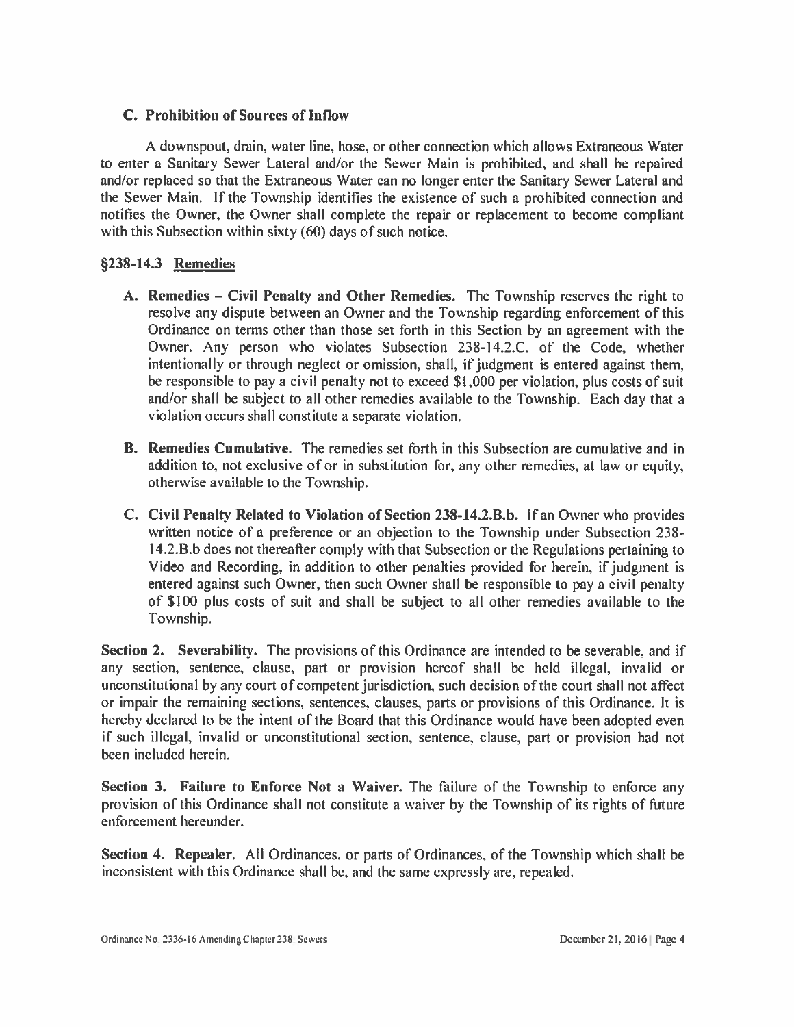### C. Prohibition of Sources of Inflow

A downspout, drain, water line, hose, or other connection which allows Extraneous Water to enter a Sanitary Sewer Lateral and/or the Sewer Main is prohibited, and shall be repaired and/or replaced so that the Extraneous Water can no longer enter the Sanitary Sewer Lateral and the Sewer Main. If the Township identifies the existence of such a prohibited connection and notifies the Owner, the Owner shall complete the repair or replacement to become compliant with this Subsection within sixty (60) days of such notice.

### §238-14.3 Remedies

**A. Remedies – Civil Penalty and Other Remedies.** The Township reserves the right to resolve any dispute between an Owner and the Township regarding enforcement of this Ordinance on terms other than those set forth in this Section by an agreement with the Owner. Any person who violates Subsection 238-14.2.C. of the Code, whether intentionally or through neglect or omission, shall, if judgment is entered against them, be responsible to pay a civil penalty not to exceed $1,000 per violation, plus costs of suit and/or shall be subject to all other remedies available to the Township. Each day that a violation occurs shall constitute a separate violation.

**B. Remedies Cumulative.** The remedies set forth in this Subsection are cumulative and in addition to, not exclusive of or in substitution for, any other remedies, at law or equity, otherwise available to the Township.

**C. Civil Penalty Related to Violation of Section 238-14.2.B.b.** If an Owner who provides written notice of a preference or an objection to the Township under Subsection 238-14.2.B.b does not thereafter comply with that Subsection or the Regulations pertaining to Video and Recording, in addition to other penalties provided for herein, if judgment is entered against such Owner, then such Owner shall be responsible to pay a civil penalty of $100 plus costs of suit and shall be subject to all other remedies available to the Township.

**Section 2. Severability.** The provisions of this Ordinance are intended to be severable, and if any section, sentence, clause, part or provision hereof shall be held illegal, invalid or unconstitutional by any court of competent jurisdiction, such decision of the court shall not affect or impair the remaining sections, sentences, clauses, parts or provisions of this Ordinance. It is hereby declared to be the intent of the Board that this Ordinance would have been adopted even if such illegal, invalid or unconstitutional section, sentence, clause, part or provision had not been included herein.

**Section 3. Failure to Enforce Not a Waiver.** The failure of the Township to enforce any provision of this Ordinance shall not constitute a waiver by the Township of its rights of future enforcement hereunder.

**Section 4. Repealer.** All Ordinances, or parts of Ordinances, of the Township which shall be inconsistent with this Ordinance shall be, and the same expressly are, repealed.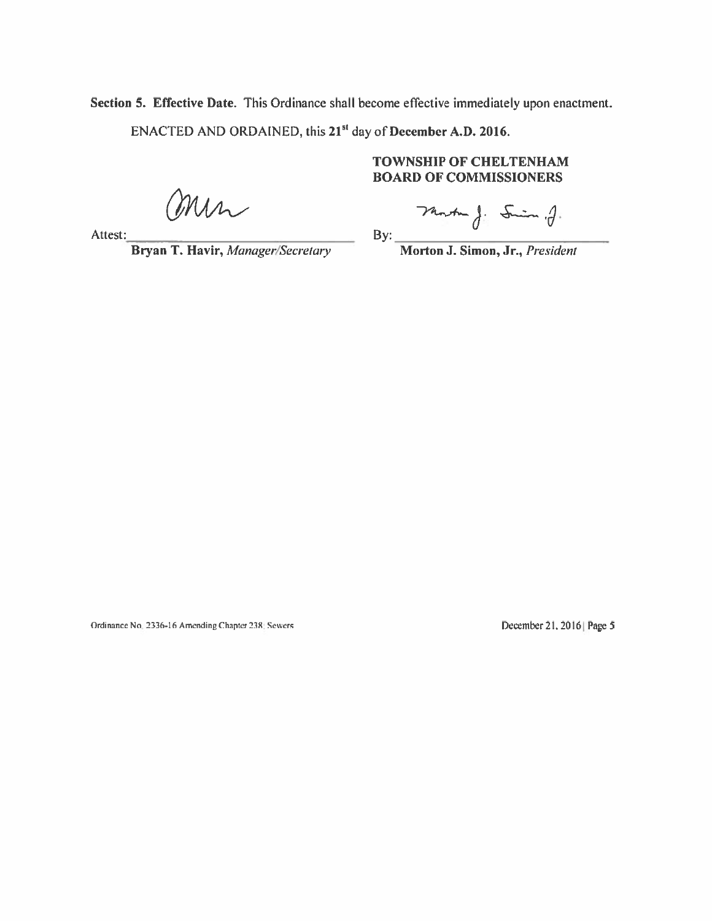**Section 5. Effective Date.** This Ordinance shall become effective immediately upon enactment.

ENACTED AND ORDAINED, this **21st** day of **December A.D. 2016.**

**TOWNSHIP OF CHELTENHAM**
**BOARD OF COMMISSIONERS**

Attest: ______________________________

**Bryan T. Havir,** *Manager/Secretary*

By: ______________________________

**Morton J. Simon, Jr.,** *President*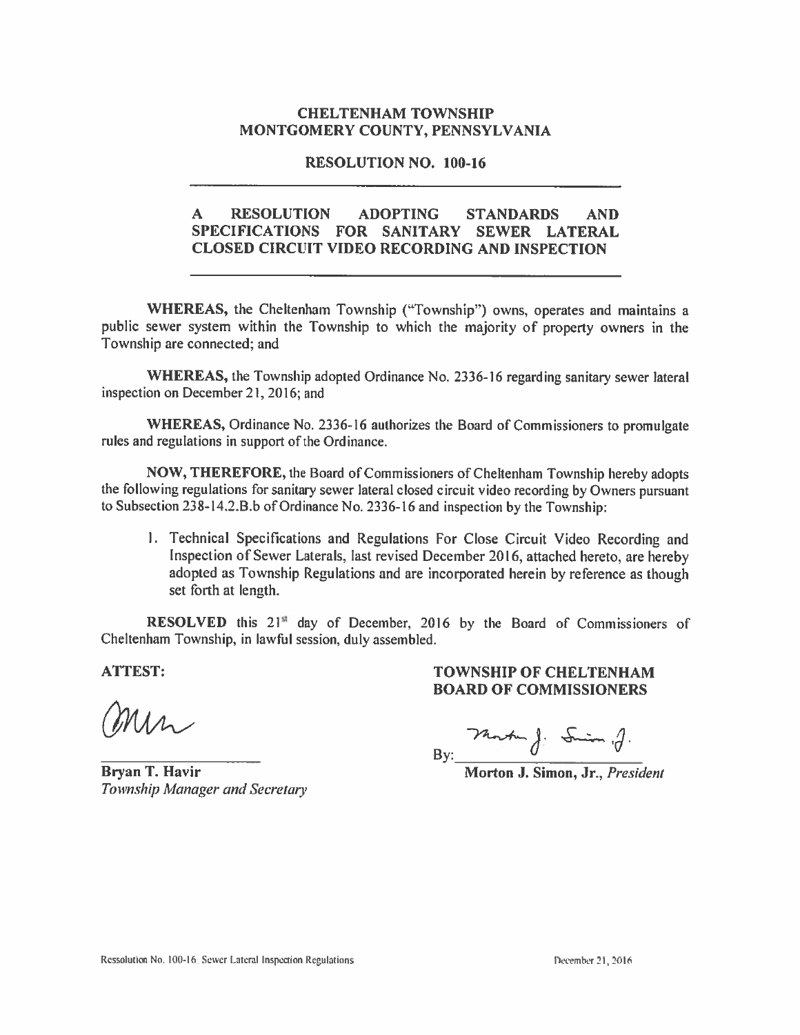**CHELTENHAM TOWNSHIP**
**MONTGOMERY COUNTY, PENNSYLVANIA**

**RESOLUTION NO. 100-16**

---

**A RESOLUTION ADOPTING STANDARDS AND SPECIFICATIONS FOR SANITARY SEWER LATERAL CLOSED CIRCUIT VIDEO RECORDING AND INSPECTION**

---

**WHEREAS,** the Cheltenham Township ("Township") owns, operates and maintains a public sewer system within the Township to which the majority of property owners in the Township are connected; and

**WHEREAS,** the Township adopted Ordinance No. 2336-16 regarding sanitary sewer lateral inspection on December 21, 2016; and

**WHEREAS,** Ordinance No. 2336-16 authorizes the Board of Commissioners to promulgate rules and regulations in support of the Ordinance.

**NOW, THEREFORE,** the Board of Commissioners of Cheltenham Township hereby adopts the following regulations for sanitary sewer lateral closed circuit video recording by Owners pursuant to Subsection 238-14.2.B.b of Ordinance No. 2336-16 and inspection by the Township:

1. Technical Specifications and Regulations For Close Circuit Video Recording and Inspection of Sewer Laterals, last revised December 2016, attached hereto, are hereby adopted as Township Regulations and are incorporated herein by reference as though set forth at length.

**RESOLVED** this 21st day of December, 2016 by the Board of Commissioners of Cheltenham Township, in lawful session, duly assembled.

**ATTEST:**

**TOWNSHIP OF CHELTENHAM BOARD OF COMMISSIONERS**

By: ____________________

**Bryan T. Havir**
*Township Manager and Secretary*

**Morton J. Simon, Jr.**, *President*

Ressolution No. 100-16 Sewer Lateral Inspection Regulations — December 21, 2016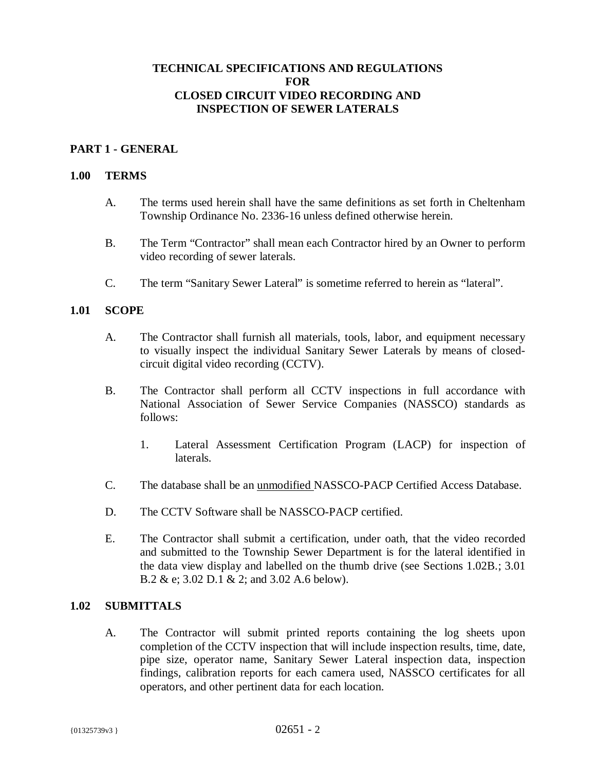# TECHNICAL SPECIFICATIONS AND REGULATIONS FOR CLOSED CIRCUIT VIDEO RECORDING AND INSPECTION OF SEWER LATERALS

## PART 1 - GENERAL

### 1.00 TERMS

A. The terms used herein shall have the same definitions as set forth in Cheltenham Township Ordinance No. 2336-16 unless defined otherwise herein.

B. The Term "Contractor" shall mean each Contractor hired by an Owner to perform video recording of sewer laterals.

C. The term "Sanitary Sewer Lateral" is sometime referred to herein as "lateral".

### 1.01 SCOPE

A. The Contractor shall furnish all materials, tools, labor, and equipment necessary to visually inspect the individual Sanitary Sewer Laterals by means of closed-circuit digital video recording (CCTV).

B. The Contractor shall perform all CCTV inspections in full accordance with National Association of Sewer Service Companies (NASSCO) standards as follows:

1. Lateral Assessment Certification Program (LACP) for inspection of laterals.

C. The database shall be an unmodified NASSCO-PACP Certified Access Database.

D. The CCTV Software shall be NASSCO-PACP certified.

E. The Contractor shall submit a certification, under oath, that the video recorded and submitted to the Township Sewer Department is for the lateral identified in the data view display and labelled on the thumb drive (see Sections 1.02B.; 3.01 B.2 & e; 3.02 D.1 & 2; and 3.02 A.6 below).

### 1.02 SUBMITTALS

A. The Contractor will submit printed reports containing the log sheets upon completion of the CCTV inspection that will include inspection results, time, date, pipe size, operator name, Sanitary Sewer Lateral inspection data, inspection findings, calibration reports for each camera used, NASSCO certificates for all operators, and other pertinent data for each location.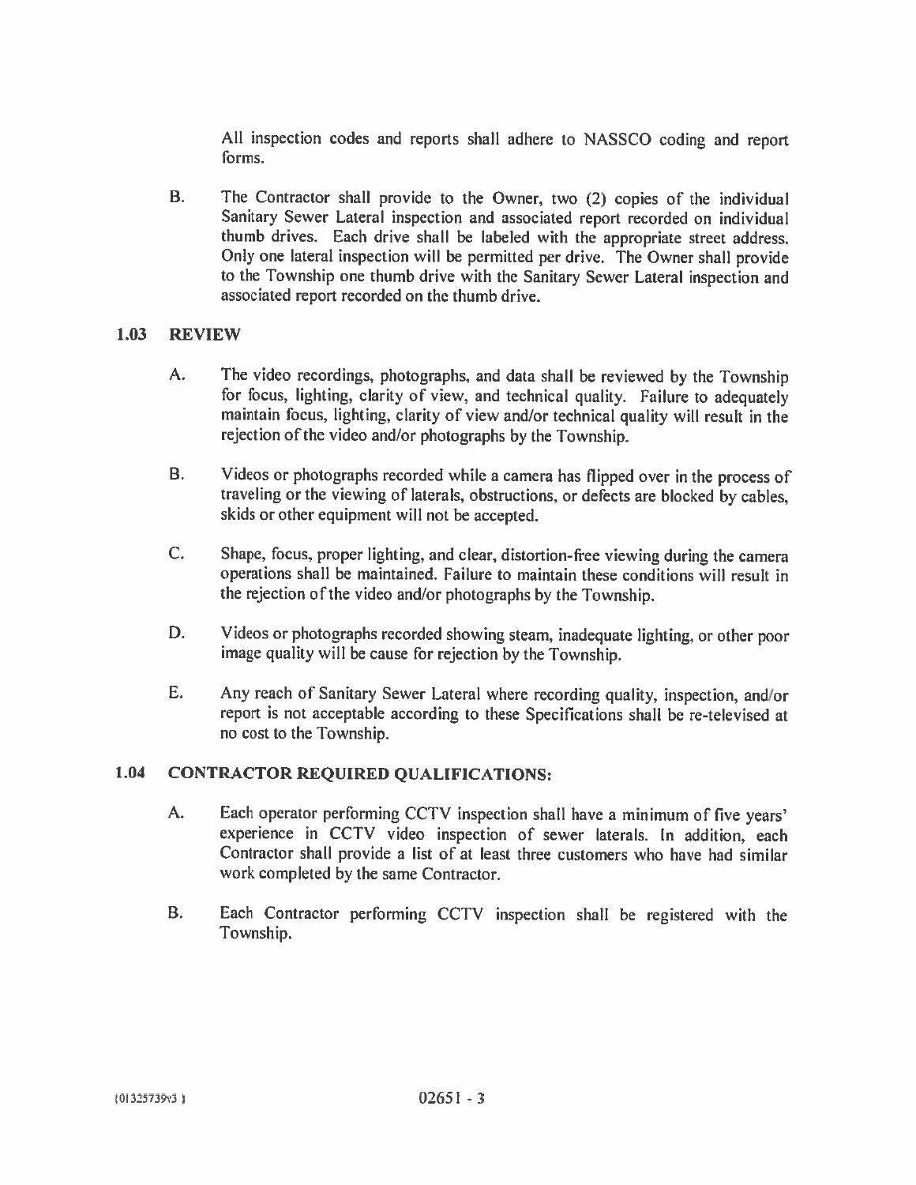All inspection codes and reports shall adhere to NASSCO coding and report forms.

B. The Contractor shall provide to the Owner, two (2) copies of the individual Sanitary Sewer Lateral inspection and associated report recorded on individual thumb drives. Each drive shall be labeled with the appropriate street address. Only one lateral inspection will be permitted per drive. The Owner shall provide to the Township one thumb drive with the Sanitary Sewer Lateral inspection and associated report recorded on the thumb drive.

## 1.03 REVIEW

A. The video recordings, photographs, and data shall be reviewed by the Township for focus, lighting, clarity of view, and technical quality. Failure to adequately maintain focus, lighting, clarity of view and/or technical quality will result in the rejection of the video and/or photographs by the Township.

B. Videos or photographs recorded while a camera has flipped over in the process of traveling or the viewing of laterals, obstructions, or defects are blocked by cables, skids or other equipment will not be accepted.

C. Shape, focus, proper lighting, and clear, distortion-free viewing during the camera operations shall be maintained. Failure to maintain these conditions will result in the rejection of the video and/or photographs by the Township.

D. Videos or photographs recorded showing steam, inadequate lighting, or other poor image quality will be cause for rejection by the Township.

E. Any reach of Sanitary Sewer Lateral where recording quality, inspection, and/or report is not acceptable according to these Specifications shall be re-televised at no cost to the Township.

## 1.04 CONTRACTOR REQUIRED QUALIFICATIONS:

A. Each operator performing CCTV inspection shall have a minimum of five years' experience in CCTV video inspection of sewer laterals. In addition, each Contractor shall provide a list of at least three customers who have had similar work completed by the same Contractor.

B. Each Contractor performing CCTV inspection shall be registered with the Township.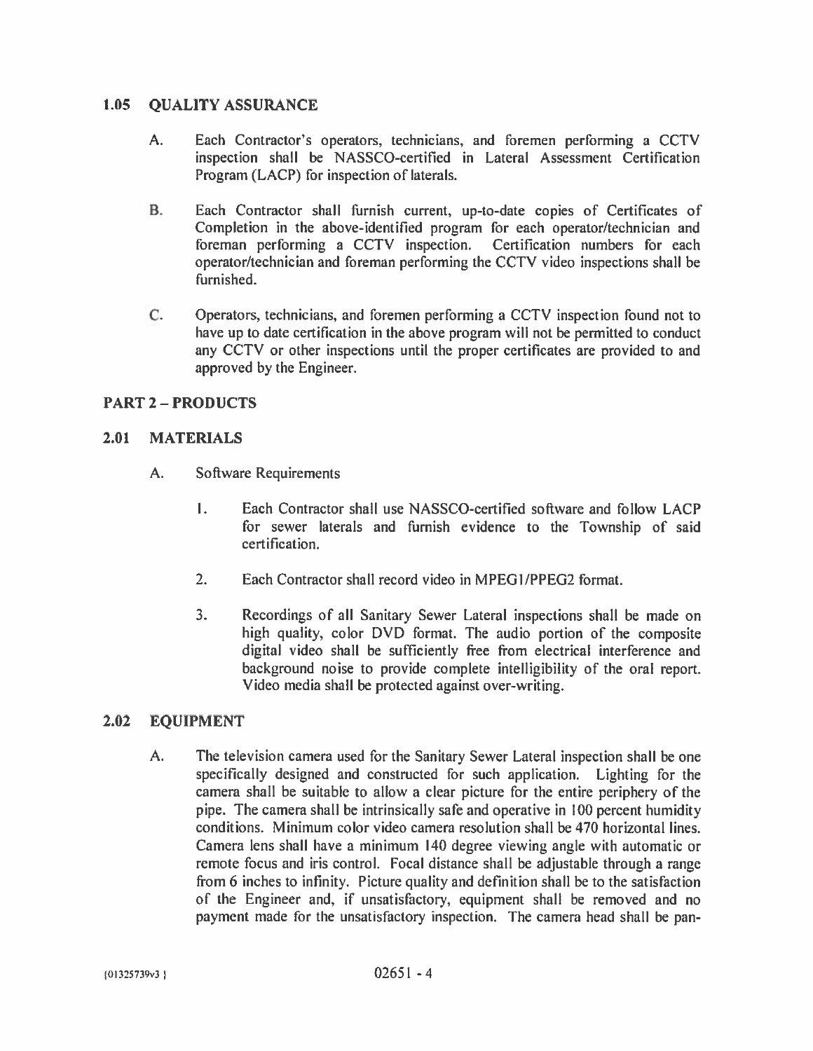## 1.05 QUALITY ASSURANCE

A. Each Contractor's operators, technicians, and foremen performing a CCTV inspection shall be NASSCO-certified in Lateral Assessment Certification Program (LACP) for inspection of laterals.

B. Each Contractor shall furnish current, up-to-date copies of Certificates of Completion in the above-identified program for each operator/technician and foreman performing a CCTV inspection. Certification numbers for each operator/technician and foreman performing the CCTV video inspections shall be furnished.

C. Operators, technicians, and foremen performing a CCTV inspection found not to have up to date certification in the above program will not be permitted to conduct any CCTV or other inspections until the proper certificates are provided to and approved by the Engineer.

# PART 2 – PRODUCTS

## 2.01 MATERIALS

A. Software Requirements

1. Each Contractor shall use NASSCO-certified software and follow LACP for sewer laterals and furnish evidence to the Township of said certification.

2. Each Contractor shall record video in MPEG1/PPEG2 format.

3. Recordings of all Sanitary Sewer Lateral inspections shall be made on high quality, color DVD format. The audio portion of the composite digital video shall be sufficiently free from electrical interference and background noise to provide complete intelligibility of the oral report. Video media shall be protected against over-writing.

## 2.02 EQUIPMENT

A. The television camera used for the Sanitary Sewer Lateral inspection shall be one specifically designed and constructed for such application. Lighting for the camera shall be suitable to allow a clear picture for the entire periphery of the pipe. The camera shall be intrinsically safe and operative in 100 percent humidity conditions. Minimum color video camera resolution shall be 470 horizontal lines. Camera lens shall have a minimum 140 degree viewing angle with automatic or remote focus and iris control. Focal distance shall be adjustable through a range from 6 inches to infinity. Picture quality and definition shall be to the satisfaction of the Engineer and, if unsatisfactory, equipment shall be removed and no payment made for the unsatisfactory inspection. The camera head shall be pan-

{01325739v3 }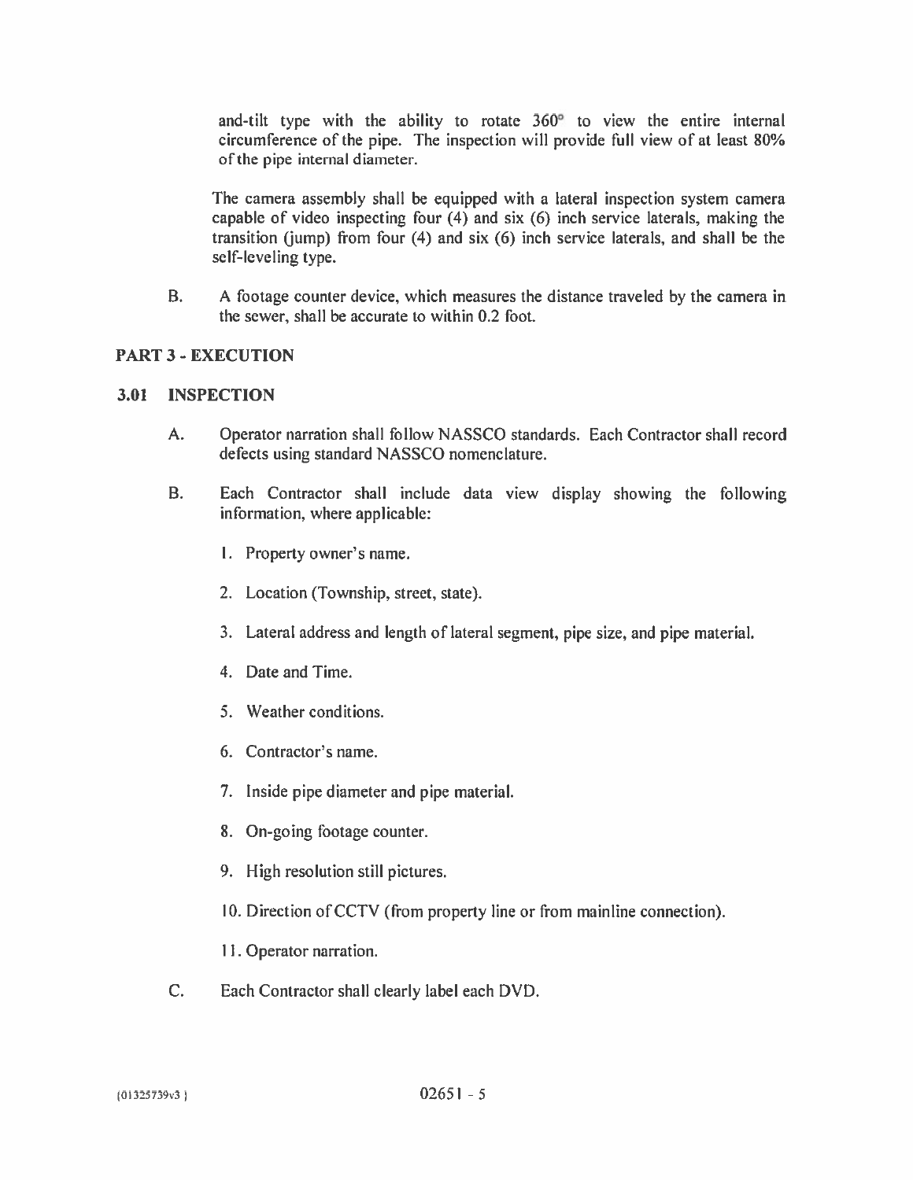and-tilt type with the ability to rotate 360° to view the entire internal circumference of the pipe. The inspection will provide full view of at least 80% of the pipe internal diameter.

The camera assembly shall be equipped with a lateral inspection system camera capable of video inspecting four (4) and six (6) inch service laterals, making the transition (jump) from four (4) and six (6) inch service laterals, and shall be the self-leveling type.

B. A footage counter device, which measures the distance traveled by the camera in the sewer, shall be accurate to within 0.2 foot.

## PART 3 - EXECUTION

### 3.01 INSPECTION

A. Operator narration shall follow NASSCO standards. Each Contractor shall record defects using standard NASSCO nomenclature.

B. Each Contractor shall include data view display showing the following information, where applicable:

1. Property owner's name.
2. Location (Township, street, state).
3. Lateral address and length of lateral segment, pipe size, and pipe material.
4. Date and Time.
5. Weather conditions.
6. Contractor's name.
7. Inside pipe diameter and pipe material.
8. On-going footage counter.
9. High resolution still pictures.
10. Direction of CCTV (from property line or from mainline connection).
11. Operator narration.

C. Each Contractor shall clearly label each DVD.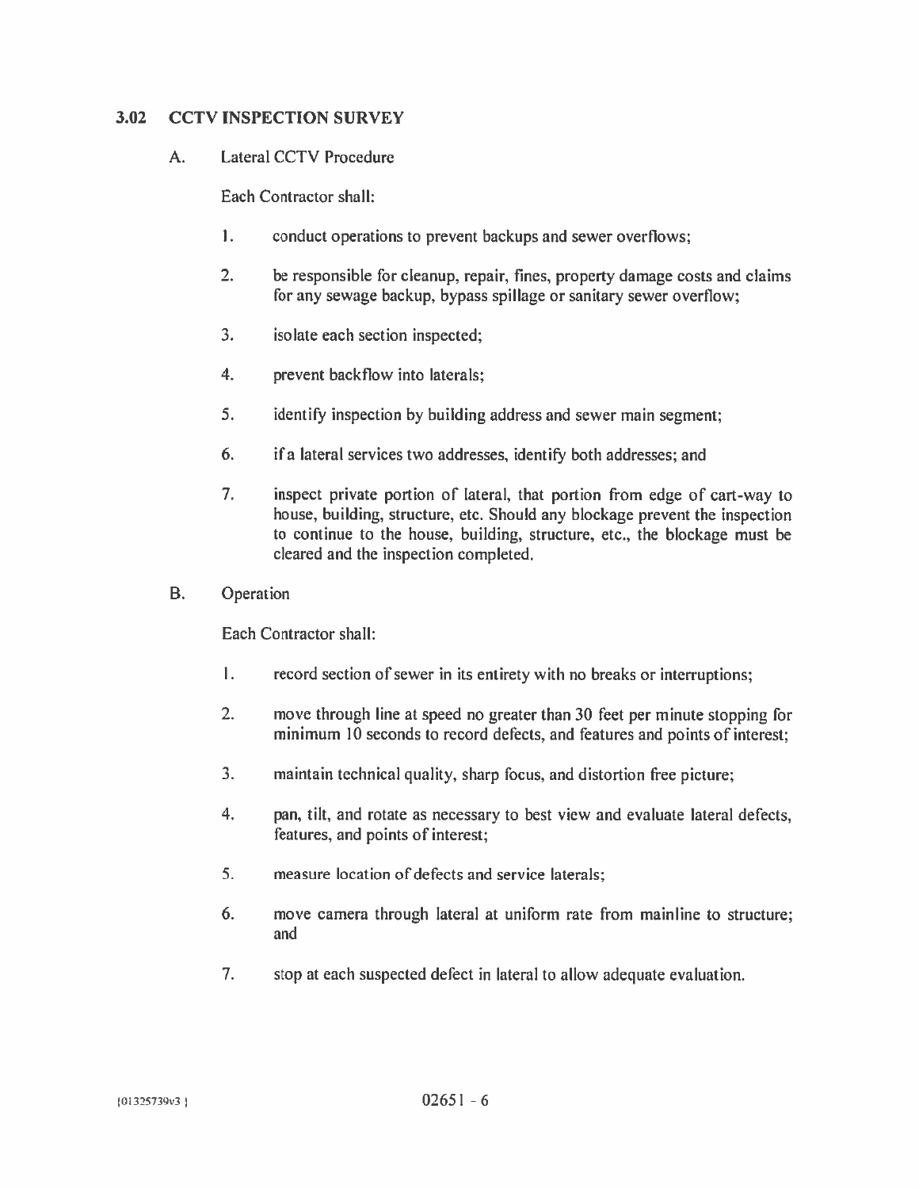## 3.02 CCTV INSPECTION SURVEY

A. Lateral CCTV Procedure

Each Contractor shall:

1. conduct operations to prevent backups and sewer overflows;

2. be responsible for cleanup, repair, fines, property damage costs and claims for any sewage backup, bypass spillage or sanitary sewer overflow;

3. isolate each section inspected;

4. prevent backflow into laterals;

5. identify inspection by building address and sewer main segment;

6. if a lateral services two addresses, identify both addresses; and

7. inspect private portion of lateral, that portion from edge of cart-way to house, building, structure, etc. Should any blockage prevent the inspection to continue to the house, building, structure, etc., the blockage must be cleared and the inspection completed.

B. Operation

Each Contractor shall:

1. record section of sewer in its entirety with no breaks or interruptions;

2. move through line at speed no greater than 30 feet per minute stopping for minimum 10 seconds to record defects, and features and points of interest;

3. maintain technical quality, sharp focus, and distortion free picture;

4. pan, tilt, and rotate as necessary to best view and evaluate lateral defects, features, and points of interest;

5. measure location of defects and service laterals;

6. move camera through lateral at uniform rate from mainline to structure; and

7. stop at each suspected defect in lateral to allow adequate evaluation.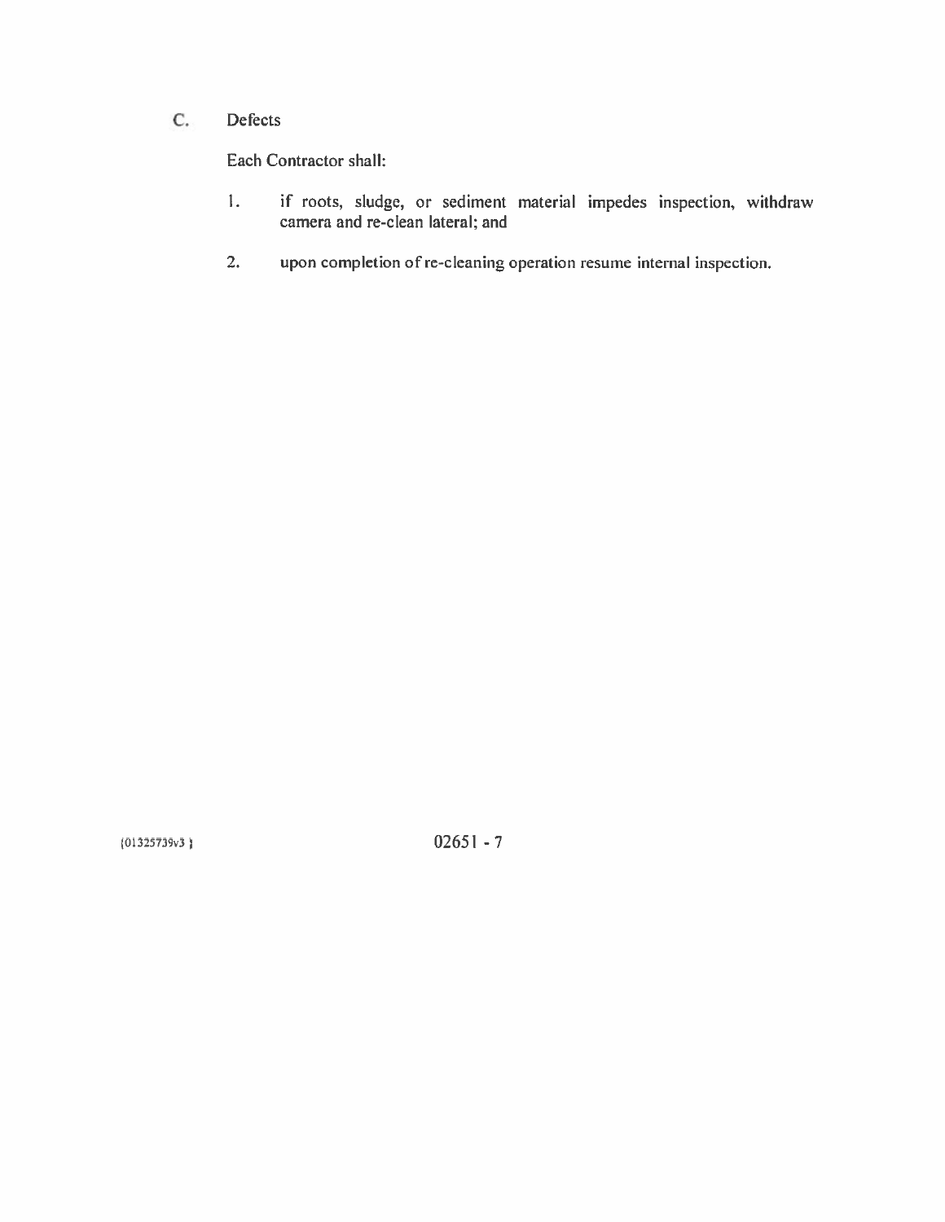C. Defects

Each Contractor shall:

1. if roots, sludge, or sediment material impedes inspection, withdraw camera and re-clean lateral; and

2. upon completion of re-cleaning operation resume internal inspection.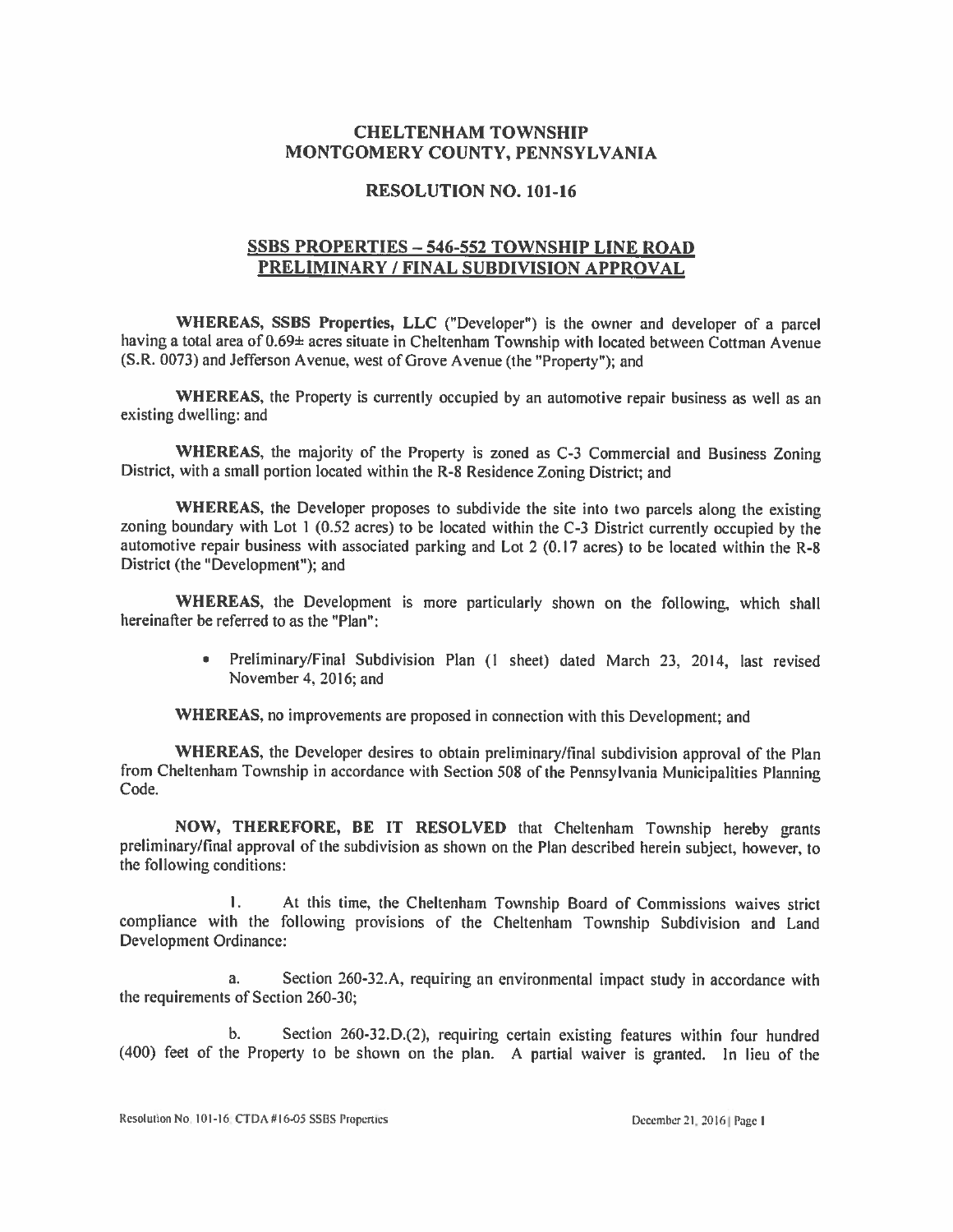# CHELTENHAM TOWNSHIP
# MONTGOMERY COUNTY, PENNSYLVANIA

## RESOLUTION NO. 101-16

## SSBS PROPERTIES – 546-552 TOWNSHIP LINE ROAD PRELIMINARY / FINAL SUBDIVISION APPROVAL

**WHEREAS, SSBS Properties, LLC** ("Developer") is the owner and developer of a parcel having a total area of 0.69± acres situate in Cheltenham Township with located between Cottman Avenue (S.R. 0073) and Jefferson Avenue, west of Grove Avenue (the "Property"); and

**WHEREAS,** the Property is currently occupied by an automotive repair business as well as an existing dwelling: and

**WHEREAS,** the majority of the Property is zoned as C-3 Commercial and Business Zoning District, with a small portion located within the R-8 Residence Zoning District; and

**WHEREAS,** the Developer proposes to subdivide the site into two parcels along the existing zoning boundary with Lot 1 (0.52 acres) to be located within the C-3 District currently occupied by the automotive repair business with associated parking and Lot 2 (0.17 acres) to be located within the R-8 District (the "Development"); and

**WHEREAS,** the Development is more particularly shown on the following, which shall hereinafter be referred to as the "Plan":

- Preliminary/Final Subdivision Plan (1 sheet) dated March 23, 2014, last revised November 4, 2016; and

**WHEREAS,** no improvements are proposed in connection with this Development; and

**WHEREAS,** the Developer desires to obtain preliminary/final subdivision approval of the Plan from Cheltenham Township in accordance with Section 508 of the Pennsylvania Municipalities Planning Code.

**NOW, THEREFORE, BE IT RESOLVED** that Cheltenham Township hereby grants preliminary/final approval of the subdivision as shown on the Plan described herein subject, however, to the following conditions:

1. At this time, the Cheltenham Township Board of Commissions waives strict compliance with the following provisions of the Cheltenham Township Subdivision and Land Development Ordinance:

   a. Section 260-32.A, requiring an environmental impact study in accordance with the requirements of Section 260-30;

   b. Section 260-32.D.(2), requiring certain existing features within four hundred (400) feet of the Property to be shown on the plan. A partial waiver is granted. In lieu of the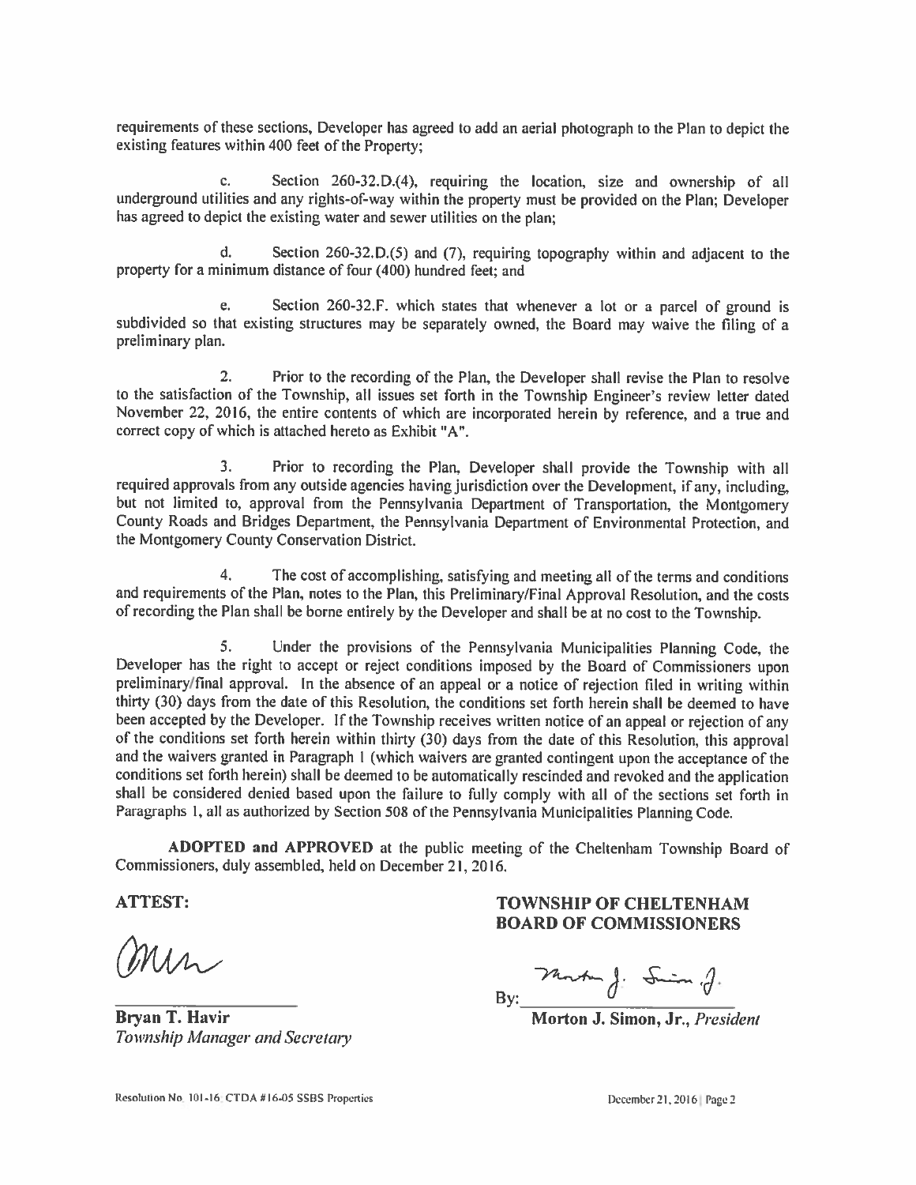requirements of these sections, Developer has agreed to add an aerial photograph to the Plan to depict the existing features within 400 feet of the Property;

c. Section 260-32.D.(4), requiring the location, size and ownership of all underground utilities and any rights-of-way within the property must be provided on the Plan; Developer has agreed to depict the existing water and sewer utilities on the plan;

d. Section 260-32.D.(5) and (7), requiring topography within and adjacent to the property for a minimum distance of four (400) hundred feet; and

e. Section 260-32.F. which states that whenever a lot or a parcel of ground is subdivided so that existing structures may be separately owned, the Board may waive the filing of a preliminary plan.

2. Prior to the recording of the Plan, the Developer shall revise the Plan to resolve to the satisfaction of the Township, all issues set forth in the Township Engineer's review letter dated November 22, 2016, the entire contents of which are incorporated herein by reference, and a true and correct copy of which is attached hereto as Exhibit "A".

3. Prior to recording the Plan, Developer shall provide the Township with all required approvals from any outside agencies having jurisdiction over the Development, if any, including, but not limited to, approval from the Pennsylvania Department of Transportation, the Montgomery County Roads and Bridges Department, the Pennsylvania Department of Environmental Protection, and the Montgomery County Conservation District.

4. The cost of accomplishing, satisfying and meeting all of the terms and conditions and requirements of the Plan, notes to the Plan, this Preliminary/Final Approval Resolution, and the costs of recording the Plan shall be borne entirely by the Developer and shall be at no cost to the Township.

5. Under the provisions of the Pennsylvania Municipalities Planning Code, the Developer has the right to accept or reject conditions imposed by the Board of Commissioners upon preliminary/final approval. In the absence of an appeal or a notice of rejection filed in writing within thirty (30) days from the date of this Resolution, the conditions set forth herein shall be deemed to have been accepted by the Developer. If the Township receives written notice of an appeal or rejection of any of the conditions set forth herein within thirty (30) days from the date of this Resolution, this approval and the waivers granted in Paragraph 1 (which waivers are granted contingent upon the acceptance of the conditions set forth herein) shall be deemed to be automatically rescinded and revoked and the application shall be considered denied based upon the failure to fully comply with all of the sections set forth in Paragraphs 1, all as authorized by Section 508 of the Pennsylvania Municipalities Planning Code.

**ADOPTED and APPROVED** at the public meeting of the Cheltenham Township Board of Commissioners, duly assembled, held on December 21, 2016.

**ATTEST:**

**Bryan T. Havir**
*Township Manager and Secretary*

**TOWNSHIP OF CHELTENHAM**
**BOARD OF COMMISSIONERS**

By: ______________________
**Morton J. Simon, Jr.**, *President*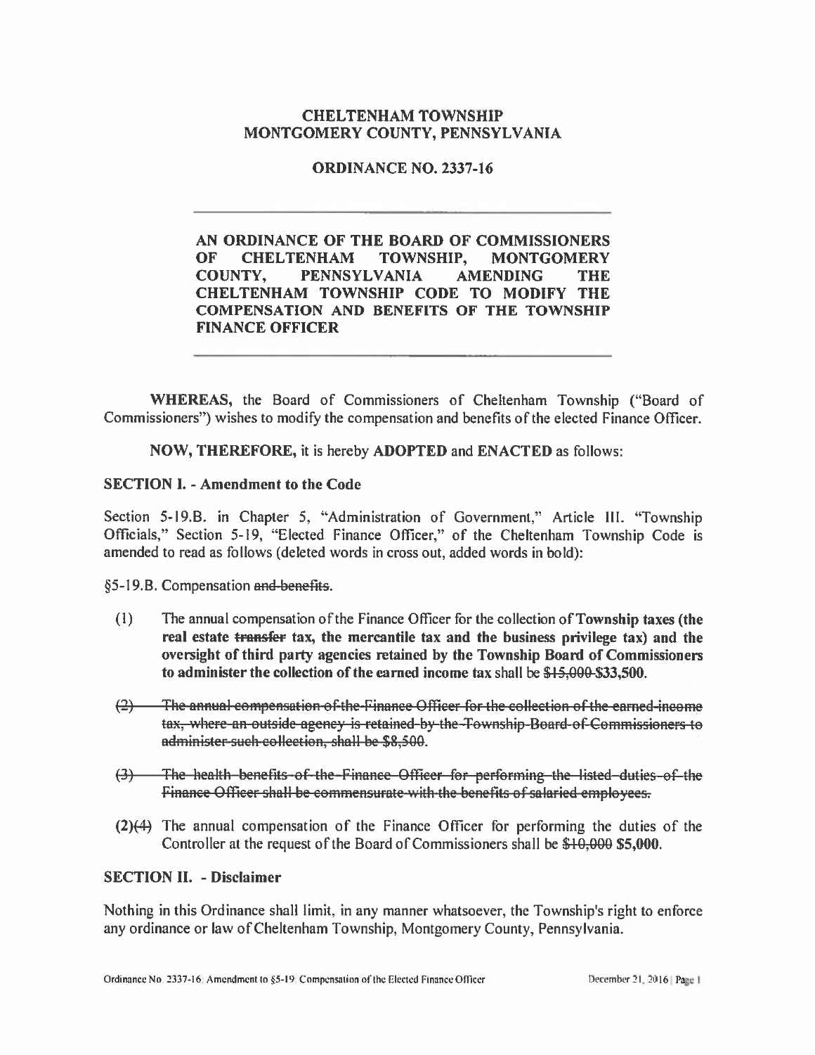**CHELTENHAM TOWNSHIP**
**MONTGOMERY COUNTY, PENNSYLVANIA**

**ORDINANCE NO. 2337-16**

---

**AN ORDINANCE OF THE BOARD OF COMMISSIONERS OF CHELTENHAM TOWNSHIP, MONTGOMERY COUNTY, PENNSYLVANIA AMENDING THE CHELTENHAM TOWNSHIP CODE TO MODIFY THE COMPENSATION AND BENEFITS OF THE TOWNSHIP FINANCE OFFICER**

---

**WHEREAS,** the Board of Commissioners of Cheltenham Township ("Board of Commissioners") wishes to modify the compensation and benefits of the elected Finance Officer.

**NOW, THEREFORE,** it is hereby **ADOPTED** and **ENACTED** as follows:

**SECTION I. - Amendment to the Code**

Section 5-19.B. in Chapter 5, "Administration of Government," Article III. "Township Officials," Section 5-19, "Elected Finance Officer," of the Cheltenham Township Code is amended to read as follows (deleted words in cross out, added words in bold):

§5-19.B. Compensation ~~and benefits~~.

(1) The annual compensation of the Finance Officer for the collection of **Township taxes (the real estate ~~transfer~~ tax, the mercantile tax and the business privilege tax) and the oversight of third party agencies retained by the Township Board of Commissioners to administer the collection of the earned income tax** shall be ~~$15,000~~ **$33,500.**

~~(2) The annual compensation of the Finance Officer for the collection of the earned income tax, where an outside agency is retained by the Township Board of Commissioners to administer such collection, shall be $8,500.~~

~~(3) The health benefits of the Finance Officer for performing the listed duties of the Finance Officer shall be commensurate with the benefits of salaried employees.~~

**(2)**~~(4)~~ The annual compensation of the Finance Officer for performing the duties of the Controller at the request of the Board of Commissioners shall be ~~$10,000~~ **$5,000.**

**SECTION II. - Disclaimer**

Nothing in this Ordinance shall limit, in any manner whatsoever, the Township's right to enforce any ordinance or law of Cheltenham Township, Montgomery County, Pennsylvania.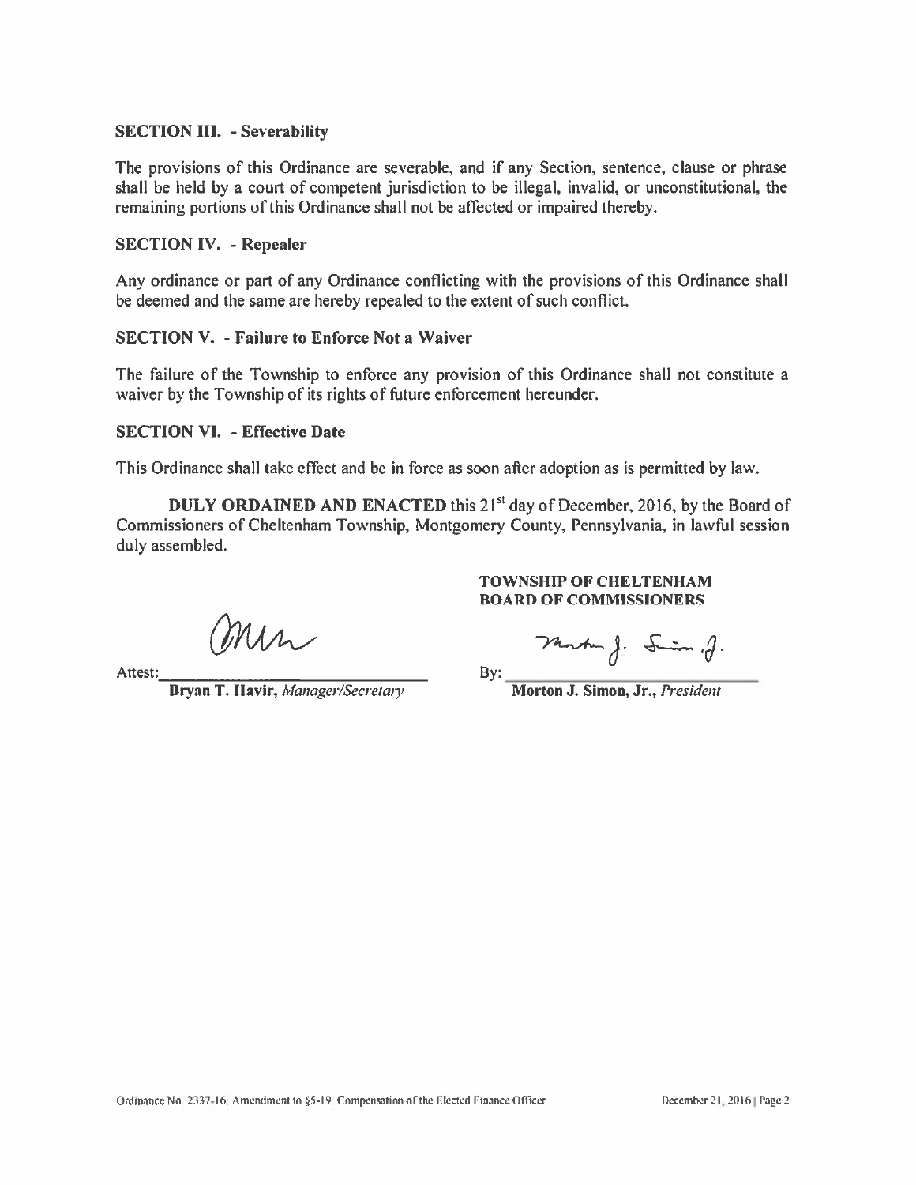**SECTION III. - Severability**

The provisions of this Ordinance are severable, and if any Section, sentence, clause or phrase shall be held by a court of competent jurisdiction to be illegal, invalid, or unconstitutional, the remaining portions of this Ordinance shall not be affected or impaired thereby.

**SECTION IV. - Repealer**

Any ordinance or part of any Ordinance conflicting with the provisions of this Ordinance shall be deemed and the same are hereby repealed to the extent of such conflict.

**SECTION V. - Failure to Enforce Not a Waiver**

The failure of the Township to enforce any provision of this Ordinance shall not constitute a waiver by the Township of its rights of future enforcement hereunder.

**SECTION VI. - Effective Date**

This Ordinance shall take effect and be in force as soon after adoption as is permitted by law.

**DULY ORDAINED AND ENACTED** this 21st day of December, 2016, by the Board of Commissioners of Cheltenham Township, Montgomery County, Pennsylvania, in lawful session duly assembled.

**TOWNSHIP OF CHELTENHAM**
**BOARD OF COMMISSIONERS**

Attest: ______________________________
**Bryan T. Havir,** *Manager/Secretary*

By: ______________________________
**Morton J. Simon, Jr.,** *President*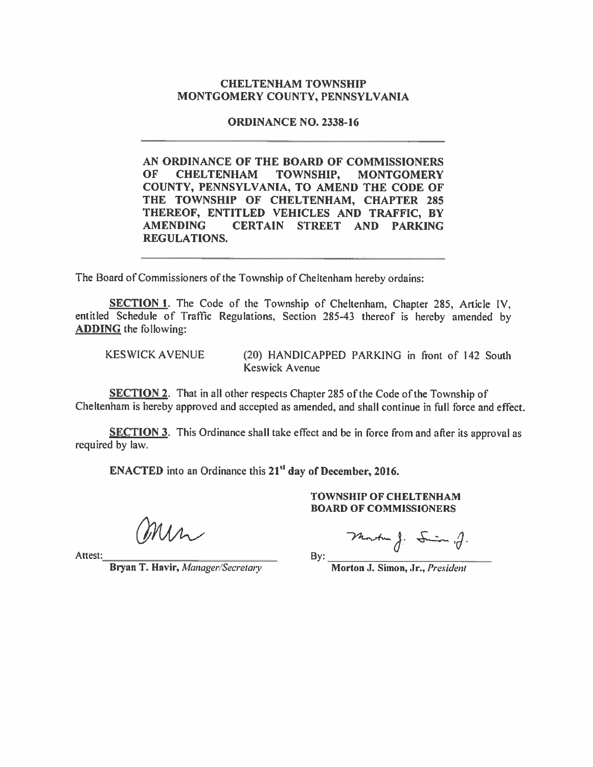**CHELTENHAM TOWNSHIP**
**MONTGOMERY COUNTY, PENNSYLVANIA**

**ORDINANCE NO. 2338-16**

---

**AN ORDINANCE OF THE BOARD OF COMMISSIONERS OF CHELTENHAM TOWNSHIP, MONTGOMERY COUNTY, PENNSYLVANIA, TO AMEND THE CODE OF THE TOWNSHIP OF CHELTENHAM, CHAPTER 285 THEREOF, ENTITLED VEHICLES AND TRAFFIC, BY AMENDING CERTAIN STREET AND PARKING REGULATIONS.**

---

The Board of Commissioners of the Township of Cheltenham hereby ordains:

**SECTION 1**. The Code of the Township of Cheltenham, Chapter 285, Article IV, entitled Schedule of Traffic Regulations, Section 285-43 thereof is hereby amended by **ADDING** the following:

KESWICK AVENUE (20) HANDICAPPED PARKING in front of 142 South Keswick Avenue

**SECTION 2**. That in all other respects Chapter 285 of the Code of the Township of Cheltenham is hereby approved and accepted as amended, and shall continue in full force and effect.

**SECTION 3**. This Ordinance shall take effect and be in force from and after its approval as required by law.

**ENACTED** into an Ordinance this **21st day of December, 2016.**

**TOWNSHIP OF CHELTENHAM**
**BOARD OF COMMISSIONERS**

Attest: ______________________________
**Bryan T. Havir,** *Manager/Secretary*

By: ______________________________
**Morton J. Simon, Jr.,** *President*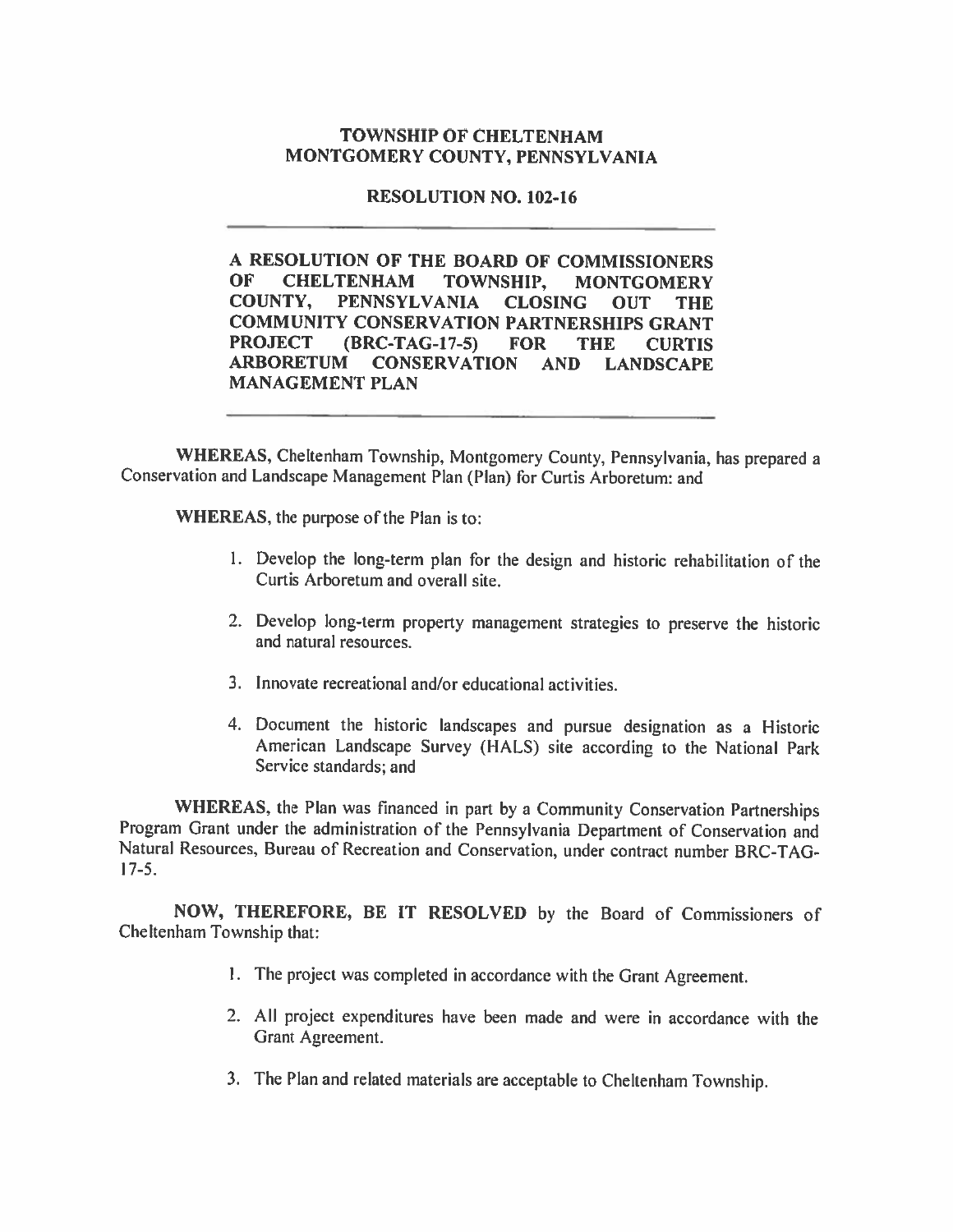# TOWNSHIP OF CHELTENHAM
# MONTGOMERY COUNTY, PENNSYLVANIA

## RESOLUTION NO. 102-16

---

**A RESOLUTION OF THE BOARD OF COMMISSIONERS OF CHELTENHAM TOWNSHIP, MONTGOMERY COUNTY, PENNSYLVANIA CLOSING OUT THE COMMUNITY CONSERVATION PARTNERSHIPS GRANT PROJECT (BRC-TAG-17-5) FOR THE CURTIS ARBORETUM CONSERVATION AND LANDSCAPE MANAGEMENT PLAN**

---

**WHEREAS,** Cheltenham Township, Montgomery County, Pennsylvania, has prepared a Conservation and Landscape Management Plan (Plan) for Curtis Arboretum: and

**WHEREAS,** the purpose of the Plan is to:

1. Develop the long-term plan for the design and historic rehabilitation of the Curtis Arboretum and overall site.
2. Develop long-term property management strategies to preserve the historic and natural resources.
3. Innovate recreational and/or educational activities.
4. Document the historic landscapes and pursue designation as a Historic American Landscape Survey (HALS) site according to the National Park Service standards; and

**WHEREAS,** the Plan was financed in part by a Community Conservation Partnerships Program Grant under the administration of the Pennsylvania Department of Conservation and Natural Resources, Bureau of Recreation and Conservation, under contract number BRC-TAG-17-5.

**NOW, THEREFORE, BE IT RESOLVED** by the Board of Commissioners of Cheltenham Township that:

1. The project was completed in accordance with the Grant Agreement.
2. All project expenditures have been made and were in accordance with the Grant Agreement.
3. The Plan and related materials are acceptable to Cheltenham Township.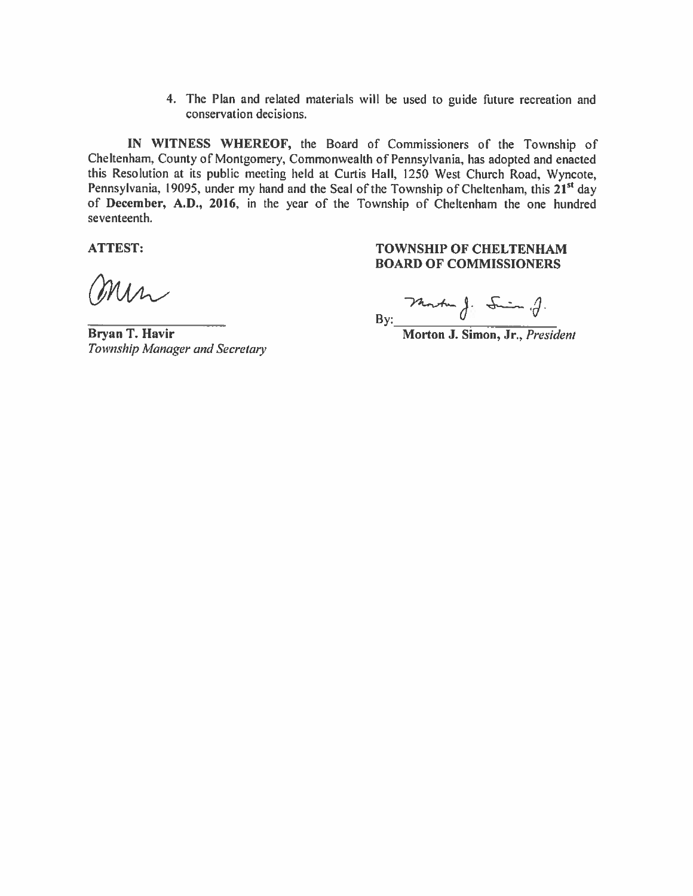4. The Plan and related materials will be used to guide future recreation and conservation decisions.

**IN WITNESS WHEREOF,** the Board of Commissioners of the Township of Cheltenham, County of Montgomery, Commonwealth of Pennsylvania, has adopted and enacted this Resolution at its public meeting held at Curtis Hall, 1250 West Church Road, Wyncote, Pennsylvania, 19095, under my hand and the Seal of the Township of Cheltenham, this **21st** day of **December, A.D., 2016**, in the year of the Township of Cheltenham the one hundred seventeenth.

**ATTEST:**

**Bryan T. Havir**
*Township Manager and Secretary*

**TOWNSHIP OF CHELTENHAM**
**BOARD OF COMMISSIONERS**

By: ______________________
**Morton J. Simon, Jr.**, *President*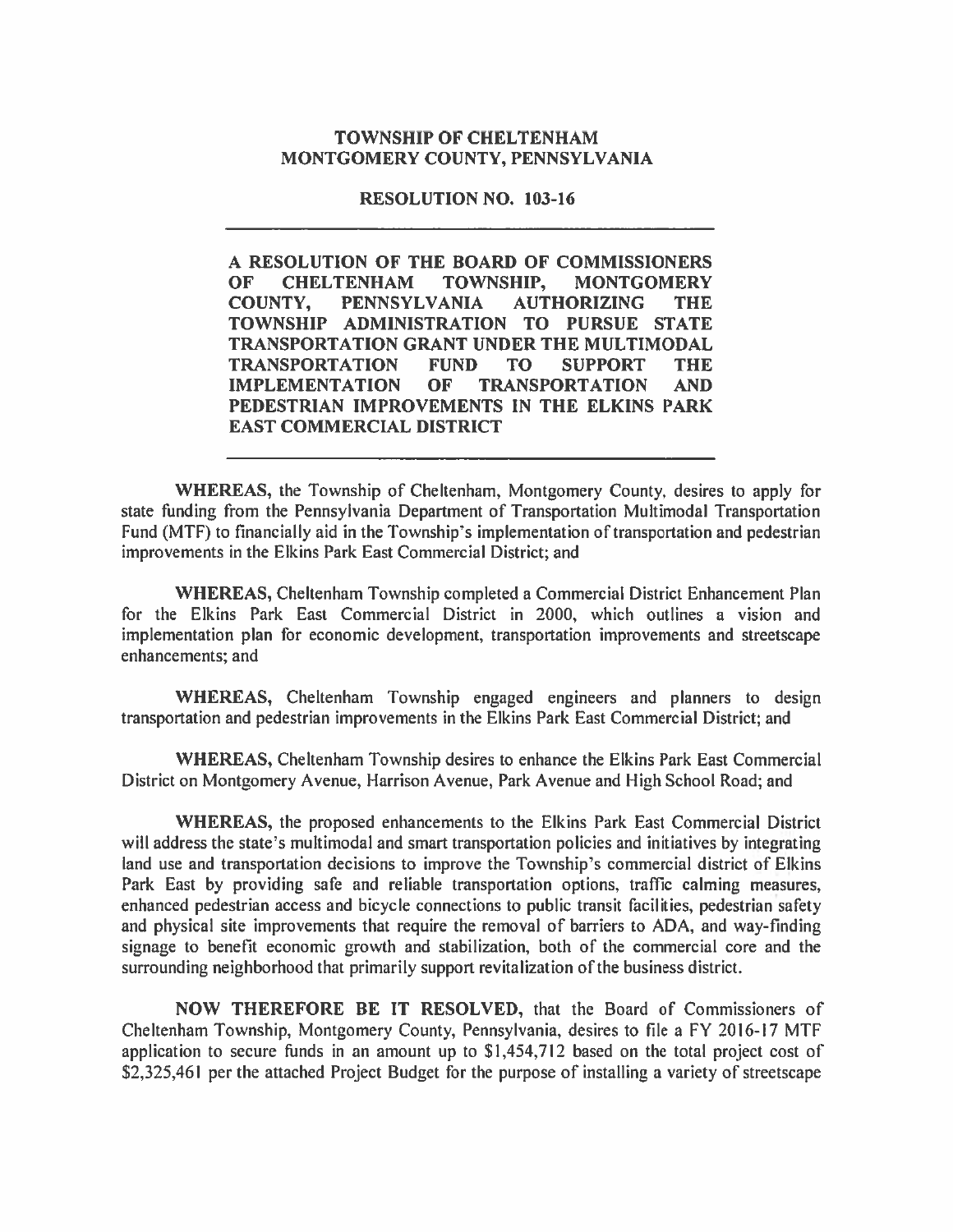**TOWNSHIP OF CHELTENHAM**
**MONTGOMERY COUNTY, PENNSYLVANIA**

**RESOLUTION NO. 103-16**

---

**A RESOLUTION OF THE BOARD OF COMMISSIONERS OF CHELTENHAM TOWNSHIP, MONTGOMERY COUNTY, PENNSYLVANIA AUTHORIZING THE TOWNSHIP ADMINISTRATION TO PURSUE STATE TRANSPORTATION GRANT UNDER THE MULTIMODAL TRANSPORTATION FUND TO SUPPORT THE IMPLEMENTATION OF TRANSPORTATION AND PEDESTRIAN IMPROVEMENTS IN THE ELKINS PARK EAST COMMERCIAL DISTRICT**

---

**WHEREAS,** the Township of Cheltenham, Montgomery County, desires to apply for state funding from the Pennsylvania Department of Transportation Multimodal Transportation Fund (MTF) to financially aid in the Township's implementation of transportation and pedestrian improvements in the Elkins Park East Commercial District; and

**WHEREAS,** Cheltenham Township completed a Commercial District Enhancement Plan for the Elkins Park East Commercial District in 2000, which outlines a vision and implementation plan for economic development, transportation improvements and streetscape enhancements; and

**WHEREAS,** Cheltenham Township engaged engineers and planners to design transportation and pedestrian improvements in the Elkins Park East Commercial District; and

**WHEREAS,** Cheltenham Township desires to enhance the Elkins Park East Commercial District on Montgomery Avenue, Harrison Avenue, Park Avenue and High School Road; and

**WHEREAS,** the proposed enhancements to the Elkins Park East Commercial District will address the state's multimodal and smart transportation policies and initiatives by integrating land use and transportation decisions to improve the Township's commercial district of Elkins Park East by providing safe and reliable transportation options, traffic calming measures, enhanced pedestrian access and bicycle connections to public transit facilities, pedestrian safety and physical site improvements that require the removal of barriers to ADA, and way-finding signage to benefit economic growth and stabilization, both of the commercial core and the surrounding neighborhood that primarily support revitalization of the business district.

**NOW THEREFORE BE IT RESOLVED,** that the Board of Commissioners of Cheltenham Township, Montgomery County, Pennsylvania, desires to file a FY 2016-17 MTF application to secure funds in an amount up to $1,454,712 based on the total project cost of $2,325,461 per the attached Project Budget for the purpose of installing a variety of streetscape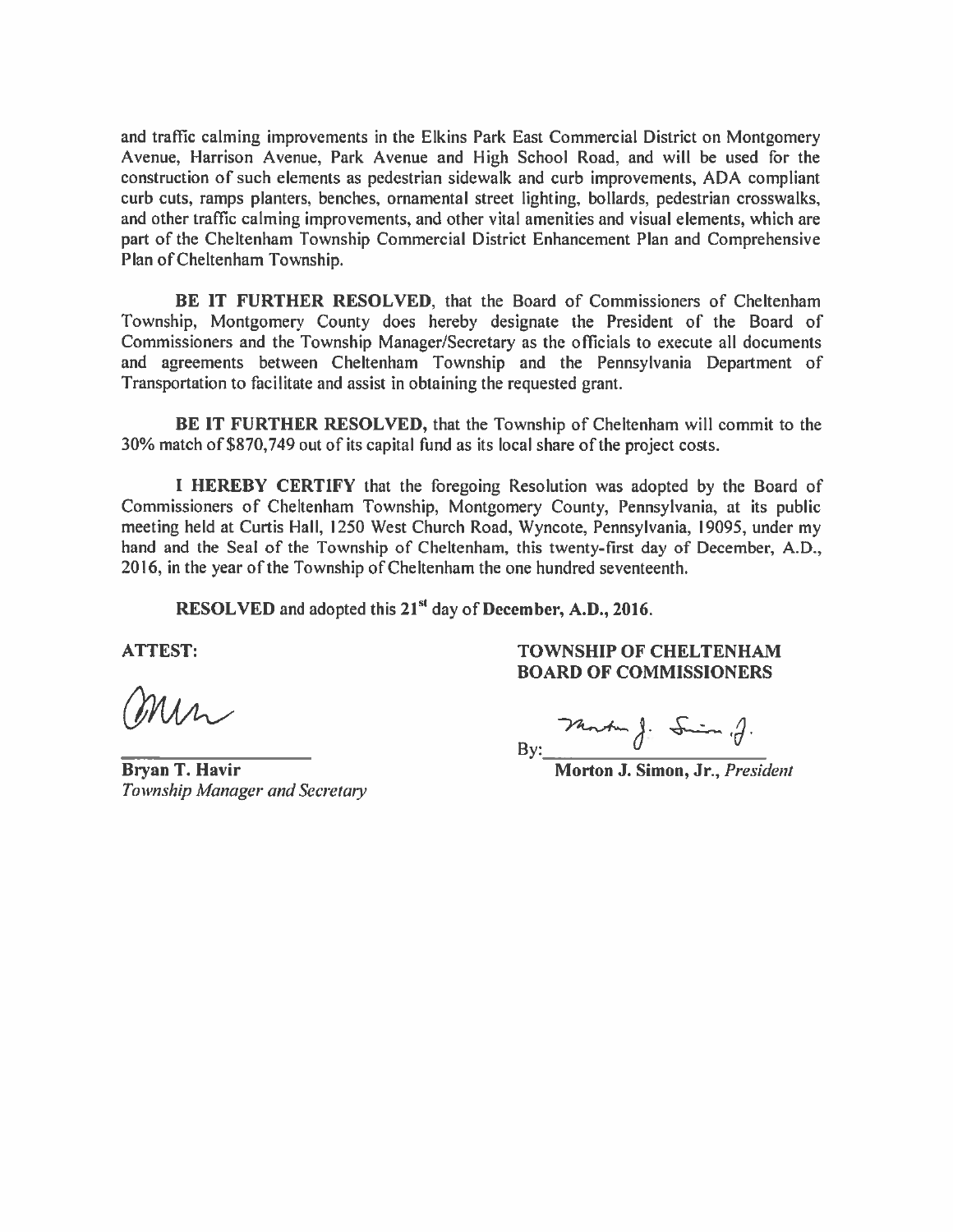and traffic calming improvements in the Elkins Park East Commercial District on Montgomery Avenue, Harrison Avenue, Park Avenue and High School Road, and will be used for the construction of such elements as pedestrian sidewalk and curb improvements, ADA compliant curb cuts, ramps planters, benches, ornamental street lighting, bollards, pedestrian crosswalks, and other traffic calming improvements, and other vital amenities and visual elements, which are part of the Cheltenham Township Commercial District Enhancement Plan and Comprehensive Plan of Cheltenham Township.

**BE IT FURTHER RESOLVED**, that the Board of Commissioners of Cheltenham Township, Montgomery County does hereby designate the President of the Board of Commissioners and the Township Manager/Secretary as the officials to execute all documents and agreements between Cheltenham Township and the Pennsylvania Department of Transportation to facilitate and assist in obtaining the requested grant.

**BE IT FURTHER RESOLVED,** that the Township of Cheltenham will commit to the 30% match of $870,749 out of its capital fund as its local share of the project costs.

**I HEREBY CERTIFY** that the foregoing Resolution was adopted by the Board of Commissioners of Cheltenham Township, Montgomery County, Pennsylvania, at its public meeting held at Curtis Hall, 1250 West Church Road, Wyncote, Pennsylvania, 19095, under my hand and the Seal of the Township of Cheltenham, this twenty-first day of December, A.D., 2016, in the year of the Township of Cheltenham the one hundred seventeenth.

**RESOLVED** and adopted this **21st** day of **December, A.D., 2016.**

**ATTEST:**

**Bryan T. Havir**
*Township Manager and Secretary*

**TOWNSHIP OF CHELTENHAM**
**BOARD OF COMMISSIONERS**

By: ______________________

**Morton J. Simon, Jr.**, *President*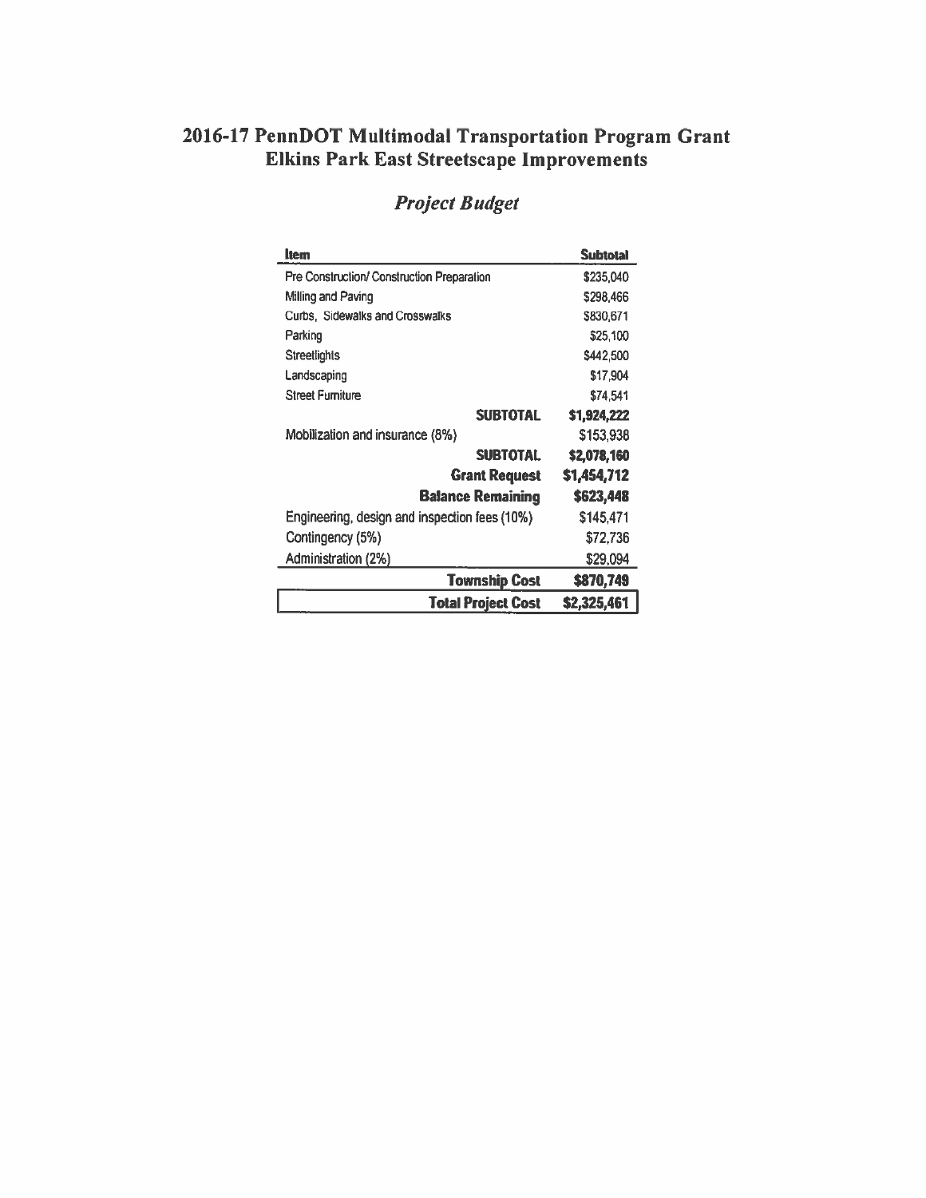# 2016-17 PennDOT Multimodal Transportation Program Grant
# Elkins Park East Streetscape Improvements

## *Project Budget*

| Item | Subtotal |
|---|---|
| Pre Construction/ Construction Preparation | $235,040 |
| Milling and Paving | $298,466 |
| Curbs, Sidewalks and Crosswalks | $830,671 |
| Parking | $25,100 |
| Streetlights | $442,500 |
| Landscaping | $17,904 |
| Street Furniture | $74,541 |
| **SUBTOTAL** | **$1,924,222** |
| Mobilization and insurance (8%) | $153,938 |
| **SUBTOTAL** | **$2,078,160** |
| **Grant Request** | **$1,454,712** |
| **Balance Remaining** | **$623,448** |
| Engineering, design and inspection fees (10%) | $145,471 |
| Contingency (5%) | $72,736 |
| Administration (2%) | $29,094 |
| **Township Cost** | **$870,749** |
| **Total Project Cost** | **$2,325,461** |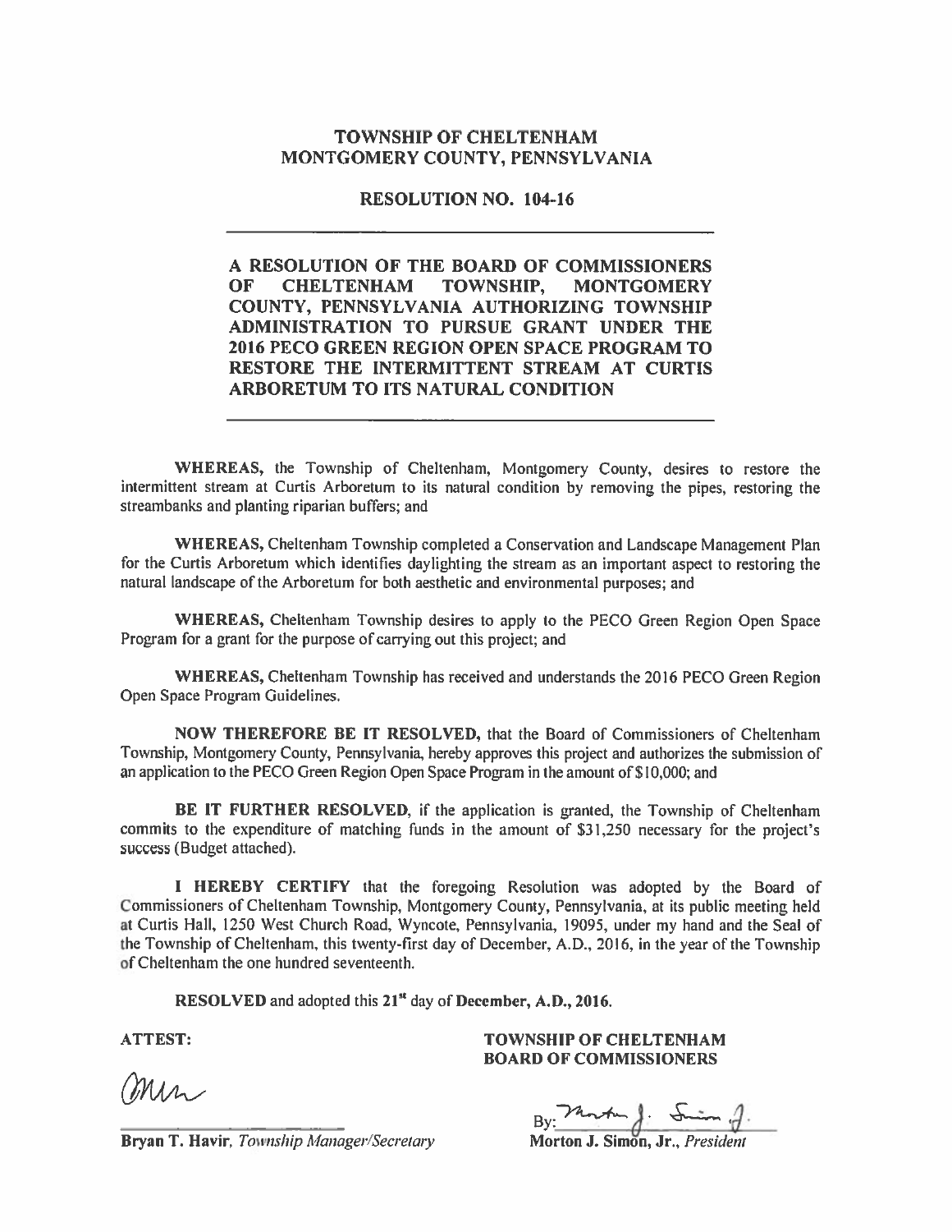# TOWNSHIP OF CHELTENHAM
# MONTGOMERY COUNTY, PENNSYLVANIA

## RESOLUTION NO. 104-16

---

**A RESOLUTION OF THE BOARD OF COMMISSIONERS OF CHELTENHAM TOWNSHIP, MONTGOMERY COUNTY, PENNSYLVANIA AUTHORIZING TOWNSHIP ADMINISTRATION TO PURSUE GRANT UNDER THE 2016 PECO GREEN REGION OPEN SPACE PROGRAM TO RESTORE THE INTERMITTENT STREAM AT CURTIS ARBORETUM TO ITS NATURAL CONDITION**

---

**WHEREAS,** the Township of Cheltenham, Montgomery County, desires to restore the intermittent stream at Curtis Arboretum to its natural condition by removing the pipes, restoring the streambanks and planting riparian buffers; and

**WHEREAS,** Cheltenham Township completed a Conservation and Landscape Management Plan for the Curtis Arboretum which identifies daylighting the stream as an important aspect to restoring the natural landscape of the Arboretum for both aesthetic and environmental purposes; and

**WHEREAS,** Cheltenham Township desires to apply to the PECO Green Region Open Space Program for a grant for the purpose of carrying out this project; and

**WHEREAS,** Cheltenham Township has received and understands the 2016 PECO Green Region Open Space Program Guidelines.

**NOW THEREFORE BE IT RESOLVED,** that the Board of Commissioners of Cheltenham Township, Montgomery County, Pennsylvania, hereby approves this project and authorizes the submission of an application to the PECO Green Region Open Space Program in the amount of $10,000; and

**BE IT FURTHER RESOLVED,** if the application is granted, the Township of Cheltenham commits to the expenditure of matching funds in the amount of $31,250 necessary for the project's success (Budget attached).

**I HEREBY CERTIFY** that the foregoing Resolution was adopted by the Board of Commissioners of Cheltenham Township, Montgomery County, Pennsylvania, at its public meeting held at Curtis Hall, 1250 West Church Road, Wyncote, Pennsylvania, 19095, under my hand and the Seal of the Township of Cheltenham, this twenty-first day of December, A.D., 2016, in the year of the Township of Cheltenham the one hundred seventeenth.

**RESOLVED** and adopted this **21st** day of **December, A.D., 2016.**

**ATTEST:**

**TOWNSHIP OF CHELTENHAM BOARD OF COMMISSIONERS**

**Bryan T. Havir**, *Township Manager/Secretary*

By: ____________________
**Morton J. Simon, Jr.**, *President*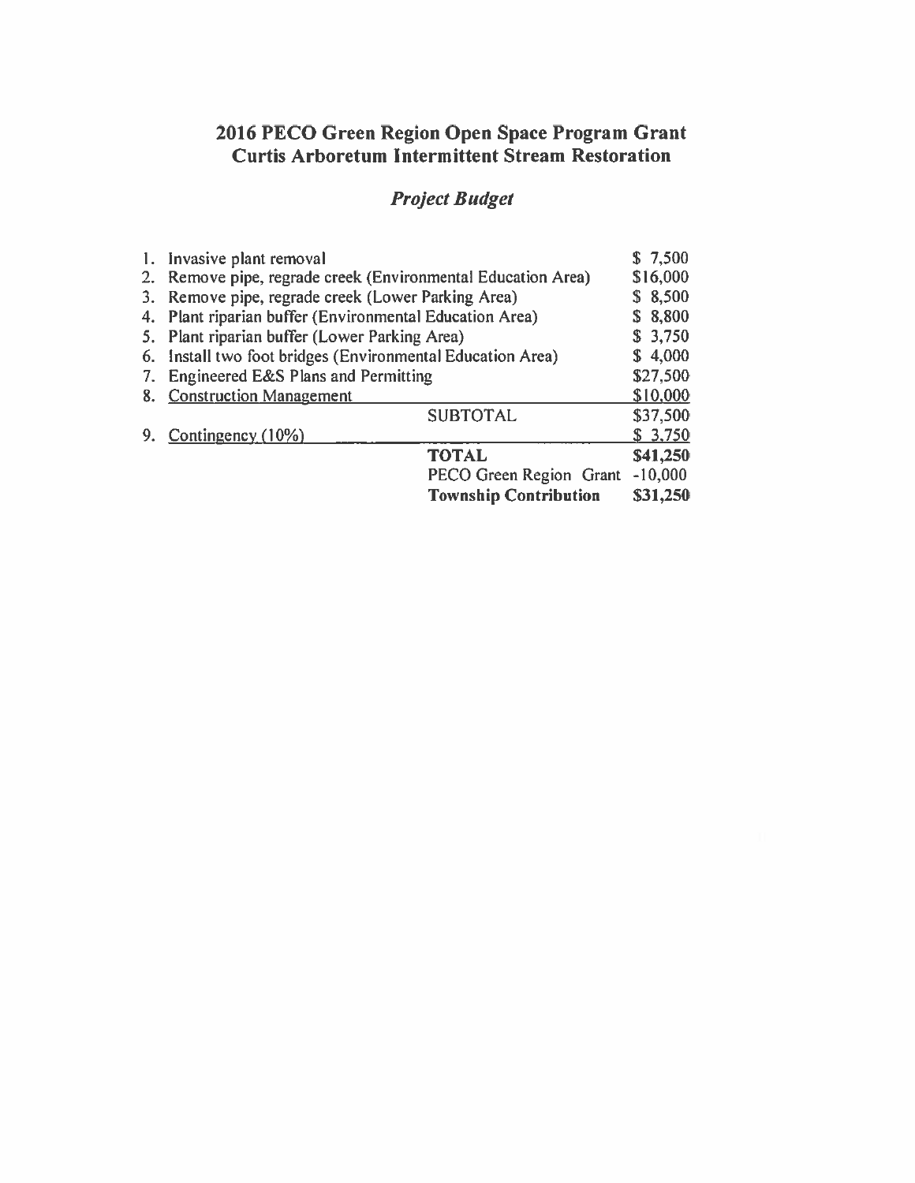## 2016 PECO Green Region Open Space Program Grant
## Curtis Arboretum Intermittent Stream Restoration

### *Project Budget*

| | | |
|---|---|---|
| 1. | Invasive plant removal | $ 7,500 |
| 2. | Remove pipe, regrade creek (Environmental Education Area) | $16,000 |
| 3. | Remove pipe, regrade creek (Lower Parking Area) | $ 8,500 |
| 4. | Plant riparian buffer (Environmental Education Area) | $ 8,800 |
| 5. | Plant riparian buffer (Lower Parking Area) | $ 3,750 |
| 6. | Install two foot bridges (Environmental Education Area) | $ 4,000 |
| 7. | Engineered E&S Plans and Permitting | $27,500 |
| 8. | Construction Management | $10,000 |
| | SUBTOTAL | $37,500 |
| 9. | Contingency (10%) | $ 3,750 |
| | **TOTAL** | **$41,250** |
| | PECO Green Region Grant | -10,000 |
| | **Township Contribution** | **$31,250** |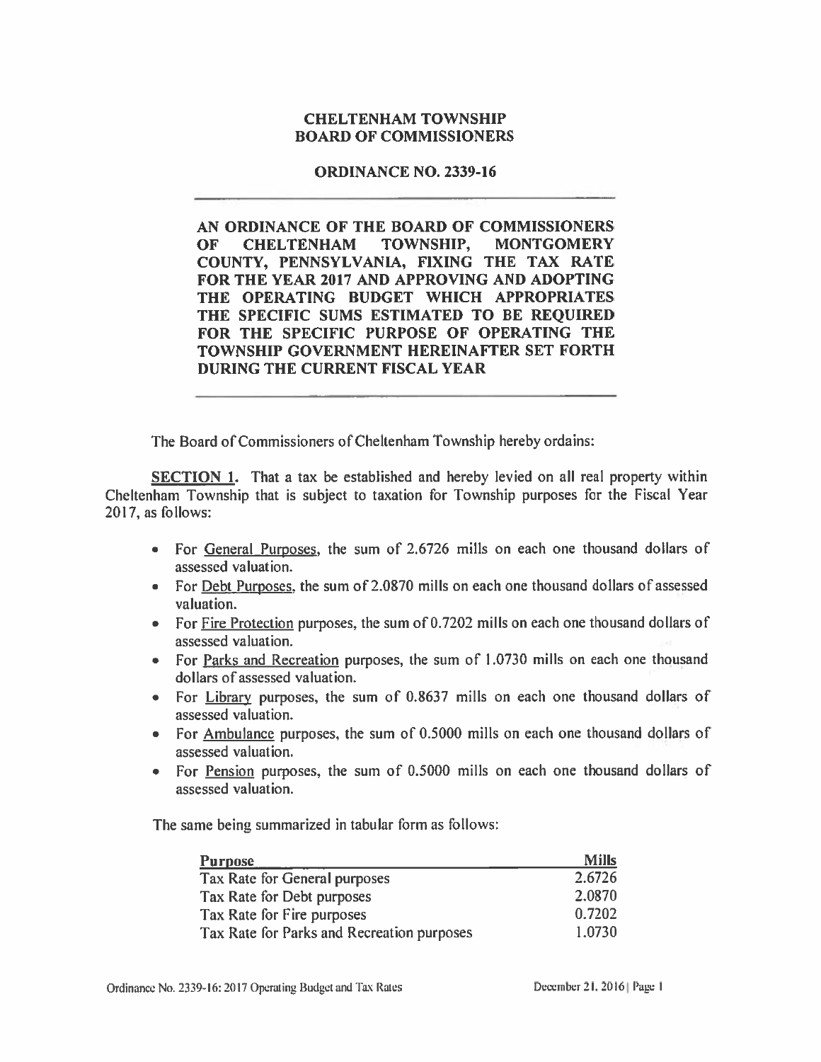# CHELTENHAM TOWNSHIP
# BOARD OF COMMISSIONERS

## ORDINANCE NO. 2339-16

**AN ORDINANCE OF THE BOARD OF COMMISSIONERS OF CHELTENHAM TOWNSHIP, MONTGOMERY COUNTY, PENNSYLVANIA, FIXING THE TAX RATE FOR THE YEAR 2017 AND APPROVING AND ADOPTING THE OPERATING BUDGET WHICH APPROPRIATES THE SPECIFIC SUMS ESTIMATED TO BE REQUIRED FOR THE SPECIFIC PURPOSE OF OPERATING THE TOWNSHIP GOVERNMENT HEREINAFTER SET FORTH DURING THE CURRENT FISCAL YEAR**

The Board of Commissioners of Cheltenham Township hereby ordains:

**SECTION 1.** That a tax be established and hereby levied on all real property within Cheltenham Township that is subject to taxation for Township purposes for the Fiscal Year 2017, as follows:

- For General Purposes, the sum of 2.6726 mills on each one thousand dollars of assessed valuation.
- For Debt Purposes, the sum of 2.0870 mills on each one thousand dollars of assessed valuation.
- For Fire Protection purposes, the sum of 0.7202 mills on each one thousand dollars of assessed valuation.
- For Parks and Recreation purposes, the sum of 1.0730 mills on each one thousand dollars of assessed valuation.
- For Library purposes, the sum of 0.8637 mills on each one thousand dollars of assessed valuation.
- For Ambulance purposes, the sum of 0.5000 mills on each one thousand dollars of assessed valuation.
- For Pension purposes, the sum of 0.5000 mills on each one thousand dollars of assessed valuation.

The same being summarized in tabular form as follows:

| Purpose | Mills |
|---|---|
| Tax Rate for General purposes | 2.6726 |
| Tax Rate for Debt purposes | 2.0870 |
| Tax Rate for Fire purposes | 0.7202 |
| Tax Rate for Parks and Recreation purposes | 1.0730 |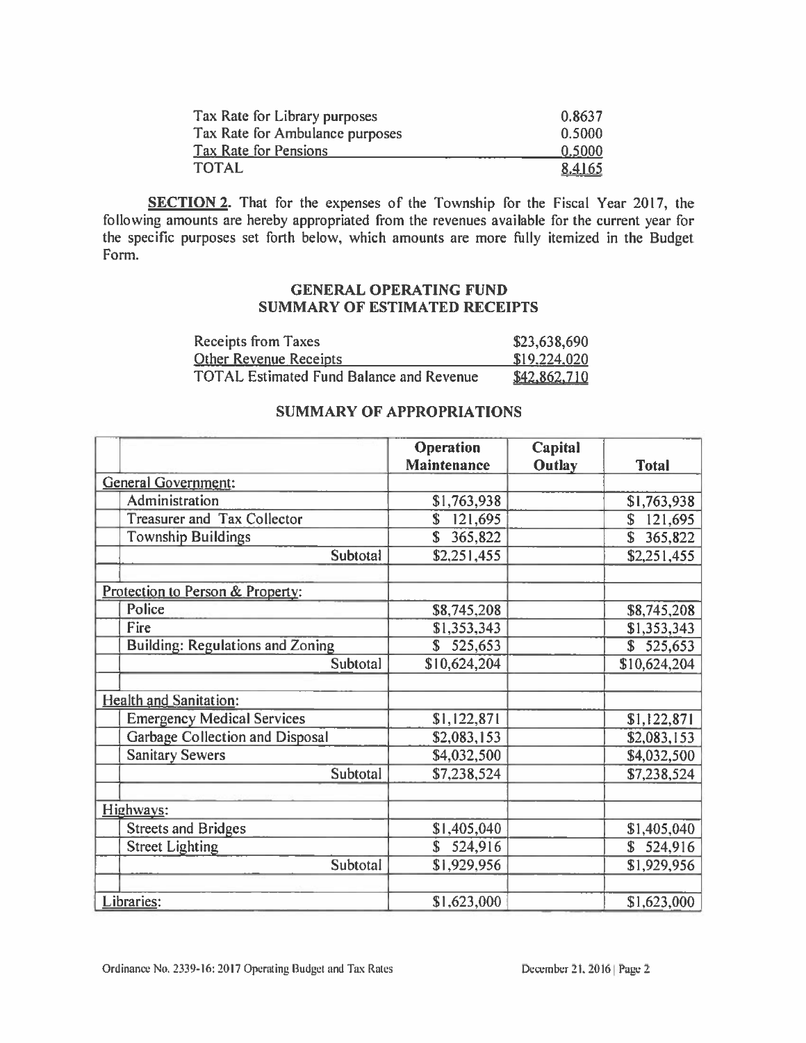| | |
|---|---|
| Tax Rate for Library purposes | 0.8637 |
| Tax Rate for Ambulance purposes | 0.5000 |
| Tax Rate for Pensions | 0.5000 |
| TOTAL | 8.4165 |

**SECTION 2.** That for the expenses of the Township for the Fiscal Year 2017, the following amounts are hereby appropriated from the revenues available for the current year for the specific purposes set forth below, which amounts are more fully itemized in the Budget Form.

## GENERAL OPERATING FUND
## SUMMARY OF ESTIMATED RECEIPTS

| | |
|---|---|
| Receipts from Taxes | $23,638,690 |
| Other Revenue Receipts | $19,224,020 |
| TOTAL Estimated Fund Balance and Revenue | $42,862,710 |

## SUMMARY OF APPROPRIATIONS

| | Operation Maintenance | Capital Outlay | Total |
|---|---|---|---|
| General Government: | | | |
| Administration | $1,763,938 | | $1,763,938 |
| Treasurer and Tax Collector | $ 121,695 | | $ 121,695 |
| Township Buildings | $ 365,822 | | $ 365,822 |
| Subtotal | $2,251,455 | | $2,251,455 |
| | | | |
| Protection to Person & Property: | | | |
| Police | $8,745,208 | | $8,745,208 |
| Fire | $1,353,343 | | $1,353,343 |
| Building: Regulations and Zoning | $ 525,653 | | $ 525,653 |
| Subtotal | $10,624,204 | | $10,624,204 |
| | | | |
| Health and Sanitation: | | | |
| Emergency Medical Services | $1,122,871 | | $1,122,871 |
| Garbage Collection and Disposal | $2,083,153 | | $2,083,153 |
| Sanitary Sewers | $4,032,500 | | $4,032,500 |
| Subtotal | $7,238,524 | | $7,238,524 |
| | | | |
| Highways: | | | |
| Streets and Bridges | $1,405,040 | | $1,405,040 |
| Street Lighting | $ 524,916 | | $ 524,916 |
| Subtotal | $1,929,956 | | $1,929,956 |
| | | | |
| Libraries: | $1,623,000 | | $1,623,000 |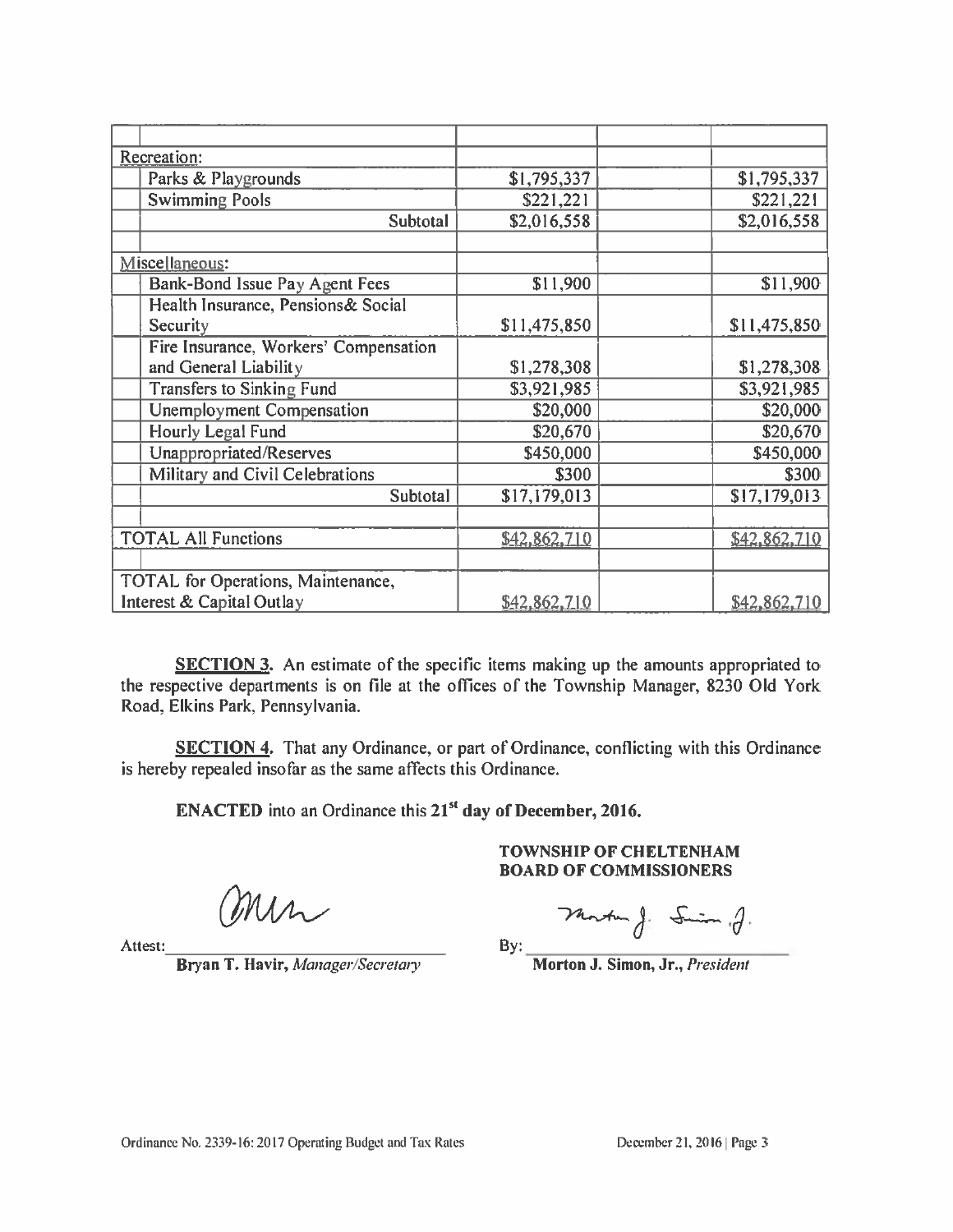| | | | |
|---|---|---|---|
| Recreation: | | | |
| Parks & Playgrounds | $1,795,337 | | $1,795,337 |
| Swimming Pools | $221,221 | | $221,221 |
| Subtotal | $2,016,558 | | $2,016,558 |
| | | | |
| Miscellaneous: | | | |
| Bank-Bond Issue Pay Agent Fees | $11,900 | | $11,900 |
| Health Insurance, Pensions& Social Security | $11,475,850 | | $11,475,850 |
| Fire Insurance, Workers' Compensation and General Liability | $1,278,308 | | $1,278,308 |
| Transfers to Sinking Fund | $3,921,985 | | $3,921,985 |
| Unemployment Compensation | $20,000 | | $20,000 |
| Hourly Legal Fund | $20,670 | | $20,670 |
| Unappropriated/Reserves | $450,000 | | $450,000 |
| Military and Civil Celebrations | $300 | | $300 |
| Subtotal | $17,179,013 | | $17,179,013 |
| | | | |
| TOTAL All Functions | $42,862,710 | | $42,862,710 |
| | | | |
| TOTAL for Operations, Maintenance, Interest & Capital Outlay | $42,862,710 | | $42,862,710 |

**SECTION 3.** An estimate of the specific items making up the amounts appropriated to the respective departments is on file at the offices of the Township Manager, 8230 Old York Road, Elkins Park, Pennsylvania.

**SECTION 4.** That any Ordinance, or part of Ordinance, conflicting with this Ordinance is hereby repealed insofar as the same affects this Ordinance.

**ENACTED** into an Ordinance this **21st day of December, 2016.**

**TOWNSHIP OF CHELTENHAM**
**BOARD OF COMMISSIONERS**

Attest: ______________________________
**Bryan T. Havir,** *Manager/Secretary*

By: ______________________________
**Morton J. Simon, Jr.,** *President*

Ordinance No. 2339-16: 2017 Operating Budget and Tax Rates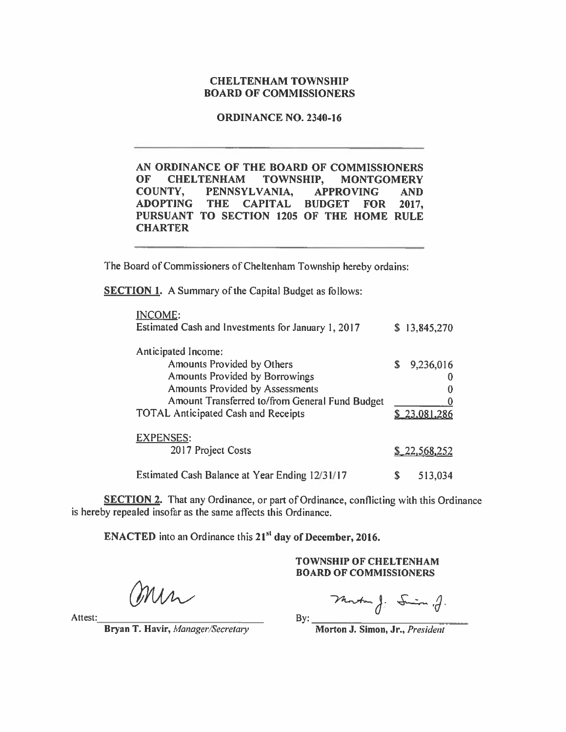**CHELTENHAM TOWNSHIP**
**BOARD OF COMMISSIONERS**

**ORDINANCE NO. 2340-16**

---

**AN ORDINANCE OF THE BOARD OF COMMISSIONERS OF CHELTENHAM TOWNSHIP, MONTGOMERY COUNTY, PENNSYLVANIA, APPROVING AND ADOPTING THE CAPITAL BUDGET FOR 2017, PURSUANT TO SECTION 1205 OF THE HOME RULE CHARTER**

---

The Board of Commissioners of Cheltenham Township hereby ordains:

**SECTION 1.** A Summary of the Capital Budget as follows:

| | |
|---|---|
| INCOME: | |
| Estimated Cash and Investments for January 1, 2017 | $ 13,845,270 |
| Anticipated Income: | |
| Amounts Provided by Others | $ 9,236,016 |
| Amounts Provided by Borrowings | 0 |
| Amounts Provided by Assessments | 0 |
| Amount Transferred to/from General Fund Budget | 0 |
| TOTAL Anticipated Cash and Receipts | $ 23,081,286 |
| EXPENSES: | |
| 2017 Project Costs | $ 22,568,252 |
| Estimated Cash Balance at Year Ending 12/31/17 | $ 513,034 |

**SECTION 2.** That any Ordinance, or part of Ordinance, conflicting with this Ordinance is hereby repealed insofar as the same affects this Ordinance.

**ENACTED** into an Ordinance this **21st day of December, 2016.**

**TOWNSHIP OF CHELTENHAM**
**BOARD OF COMMISSIONERS**

Attest: ______________________
**Bryan T. Havir,** *Manager/Secretary*

By: ______________________
**Morton J. Simon, Jr.,** *President*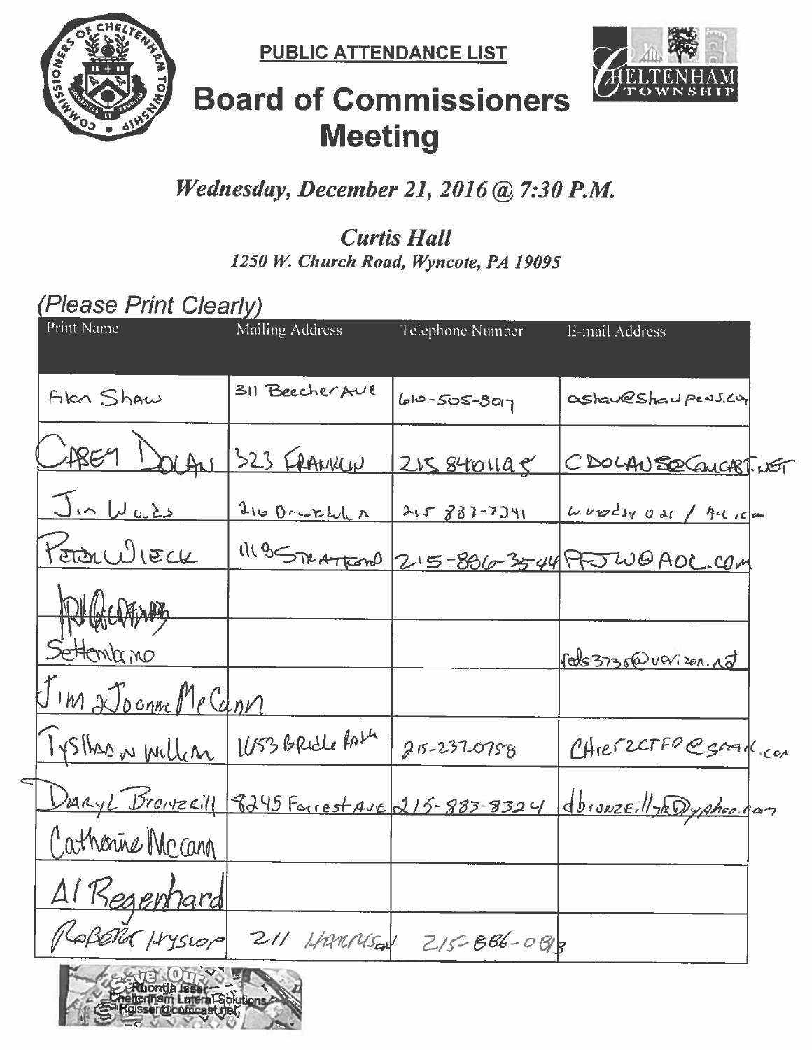**PUBLIC ATTENDANCE LIST**

# Board of Commissioners Meeting

***Wednesday, December 21, 2016 @ 7:30 P.M.***

***Curtis Hall***

***1250 W. Church Road, Wyncote, PA 19095***

*(Please Print Clearly)*

| Print Name | Mailing Address | Telephone Number | E-mail Address |
|---|---|---|---|
| Alan Shaw | 311 Beecher Ave | 610-505-3017 | ashaw@shawpens.com |
| Casey Dolan | 323 Franklin | 215 8401195 | CDOLAN50@COMCAST.NET |
| Jim Woods | 216 Brookside | 215 887-7341 | woodsyou / AOL.com |
| Peter Wieck | 1113 Stratford | 215-886-3544 | PFJW@AOL.COM |
| | | | |
| Settembrino | | | reds3736@verizon.net |
| Jim & Joanne McCann | | | |
| Tyshaon William | 1053 Bridle Path | 215-237-0758 | Chief2CTFD@gmail.com |
| Daryl Bronzeill | 8245 Forrest Ave | 215-883-8324 | dbronzeill78@yahoo.com |
| Catherine Mccann | | | |
| Al Regenhard | | | |
| Robert Hyslop | 211 Harrison | 215-886-0813 | |

Rhonda Isser
Cheltenham Lateral Solutions
Rgisser@comcast.net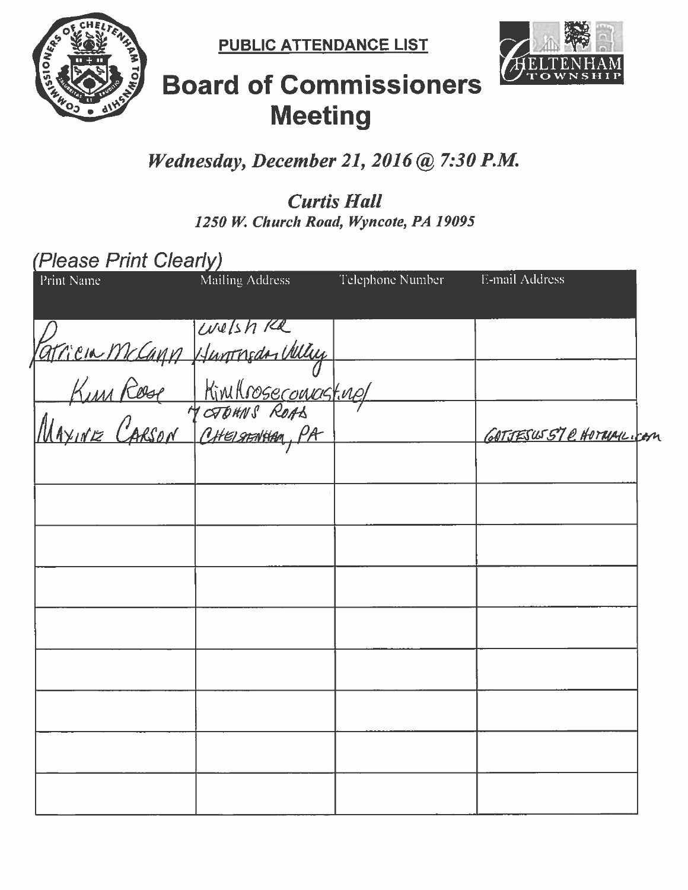**PUBLIC ATTENDANCE LIST**

# Board of Commissioners Meeting

*Wednesday, December 21, 2016 @ 7:30 P.M.*

*Curtis Hall*
*1250 W. Church Road, Wyncote, PA 19095*

(Please Print Clearly)

| Print Name | Mailing Address | Telephone Number | E-mail Address |
|---|---|---|---|
| Patricia McCann | Welsh Rd Huntingdon Valley | | |
| Kim Rose | Kimkrose@comcast.net | | |
| MAXINE CARSON | 7 ST JOHNS ROAD CHELTENHAM, PA | | GOTJESUS57@HOTMAIL.COM |
| | | | |
| | | | |
| | | | |
| | | | |
| | | | |
| | | | |
| | | | |
| | | | |
| | | | |